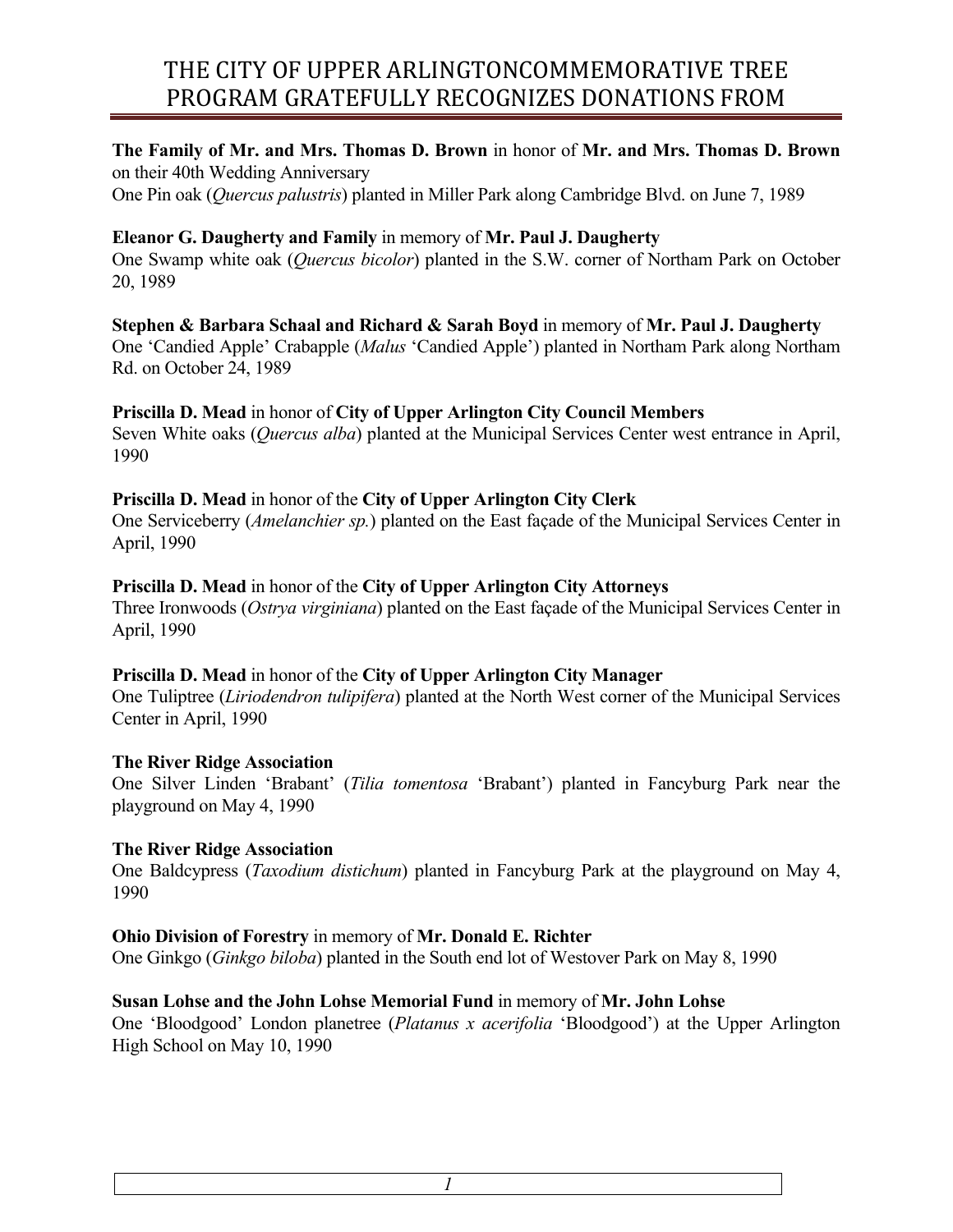# THE CITY OF UPPER ARLINGTONCOMMEMORATIVE TREE PROGRAM GRATEFULLY RECOGNIZES DONATIONS FROM

**The Family of Mr. and Mrs. Thomas D. Brown** in honor of **Mr. and Mrs. Thomas D. Brown** on their 40th Wedding Anniversary
One Pin oak (*Quercus palustris*) planted in Miller Park along Cambridge Blvd. on June 7, 1989

**Eleanor G. Daugherty and Family** in memory of **Mr. Paul J. Daugherty**
One Swamp white oak (*Quercus bicolor*) planted in the S.W. corner of Northam Park on October 20, 1989

**Stephen & Barbara Schaal and Richard & Sarah Boyd** in memory of **Mr. Paul J. Daugherty**
One 'Candied Apple' Crabapple (*Malus* 'Candied Apple') planted in Northam Park along Northam Rd. on October 24, 1989

**Priscilla D. Mead** in honor of **City of Upper Arlington City Council Members**
Seven White oaks (*Quercus alba*) planted at the Municipal Services Center west entrance in April, 1990

**Priscilla D. Mead** in honor of the **City of Upper Arlington City Clerk**
One Serviceberry (*Amelanchier sp.*) planted on the East façade of the Municipal Services Center in April, 1990

**Priscilla D. Mead** in honor of the **City of Upper Arlington City Attorneys**
Three Ironwoods (*Ostrya virginiana*) planted on the East façade of the Municipal Services Center in April, 1990

**Priscilla D. Mead** in honor of the **City of Upper Arlington City Manager**
One Tuliptree (*Liriodendron tulipifera*) planted at the North West corner of the Municipal Services Center in April, 1990

**The River Ridge Association**
One Silver Linden 'Brabant' (*Tilia tomentosa* 'Brabant') planted in Fancyburg Park near the playground on May 4, 1990

**The River Ridge Association**
One Baldcypress (*Taxodium distichum*) planted in Fancyburg Park at the playground on May 4, 1990

**Ohio Division of Forestry** in memory of **Mr. Donald E. Richter**
One Ginkgo (*Ginkgo biloba*) planted in the South end lot of Westover Park on May 8, 1990

**Susan Lohse and the John Lohse Memorial Fund** in memory of **Mr. John Lohse**
One 'Bloodgood' London planetree (*Platanus x acerifolia* 'Bloodgood') at the Upper Arlington High School on May 10, 1990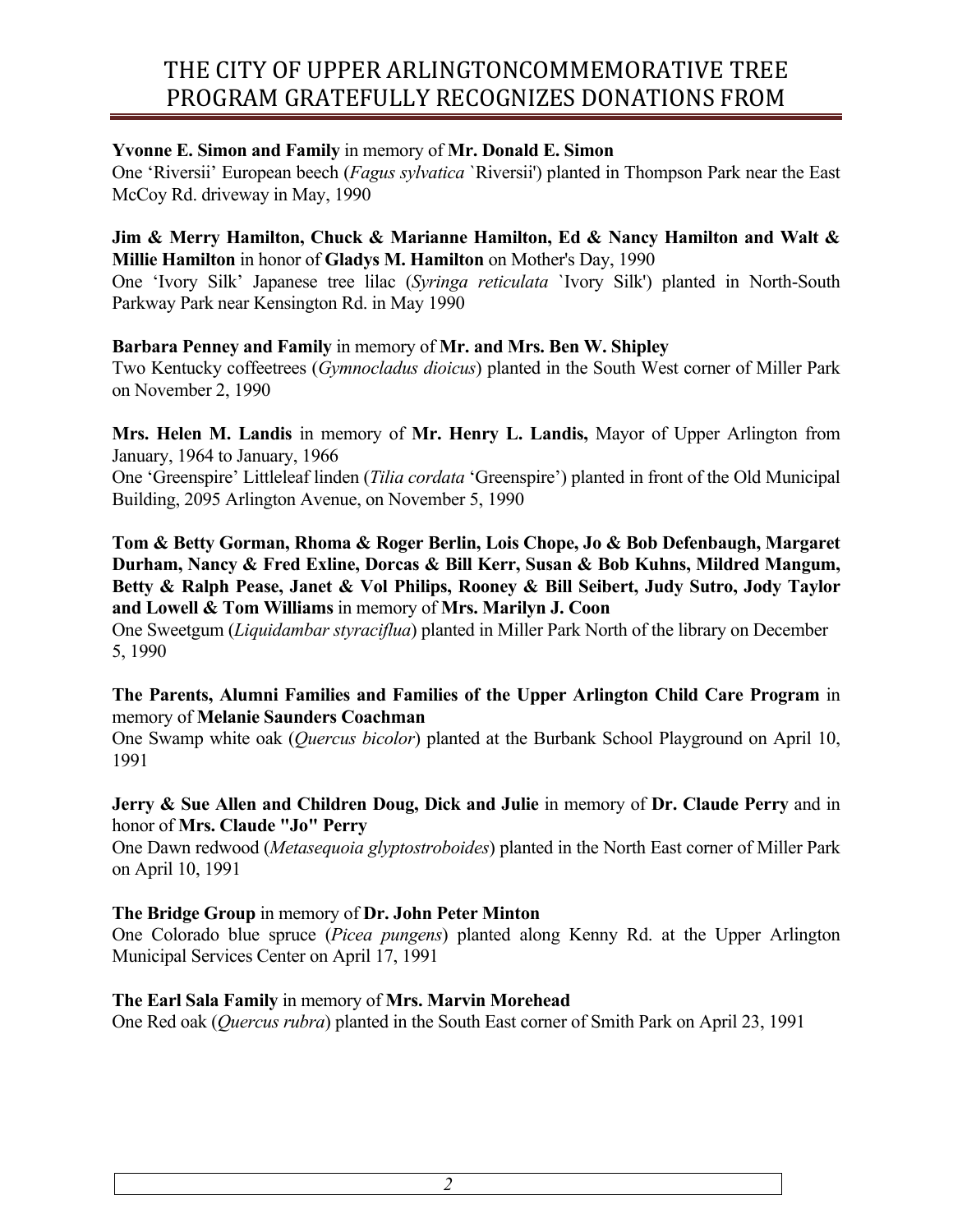# THE CITY OF UPPER ARLINGTONCOMMEMORATIVE TREE PROGRAM GRATEFULLY RECOGNIZES DONATIONS FROM

**Yvonne E. Simon and Family** in memory of **Mr. Donald E. Simon**
One 'Riversii' European beech (*Fagus sylvatica* `Riversii') planted in Thompson Park near the East McCoy Rd. driveway in May, 1990

**Jim & Merry Hamilton, Chuck & Marianne Hamilton, Ed & Nancy Hamilton and Walt & Millie Hamilton** in honor of **Gladys M. Hamilton** on Mother's Day, 1990
One 'Ivory Silk' Japanese tree lilac (*Syringa reticulata* `Ivory Silk') planted in North-South Parkway Park near Kensington Rd. in May 1990

**Barbara Penney and Family** in memory of **Mr. and Mrs. Ben W. Shipley**
Two Kentucky coffeetrees (*Gymnocladus dioicus*) planted in the South West corner of Miller Park on November 2, 1990

**Mrs. Helen M. Landis** in memory of **Mr. Henry L. Landis,** Mayor of Upper Arlington from January, 1964 to January, 1966
One 'Greenspire' Littleleaf linden (*Tilia cordata* 'Greenspire') planted in front of the Old Municipal Building, 2095 Arlington Avenue, on November 5, 1990

**Tom & Betty Gorman, Rhoma & Roger Berlin, Lois Chope, Jo & Bob Defenbaugh, Margaret Durham, Nancy & Fred Exline, Dorcas & Bill Kerr, Susan & Bob Kuhns, Mildred Mangum, Betty & Ralph Pease, Janet & Vol Philips, Rooney & Bill Seibert, Judy Sutro, Jody Taylor and Lowell & Tom Williams** in memory of **Mrs. Marilyn J. Coon**
One Sweetgum (*Liquidambar styraciflua*) planted in Miller Park North of the library on December 5, 1990

**The Parents, Alumni Families and Families of the Upper Arlington Child Care Program** in memory of **Melanie Saunders Coachman**
One Swamp white oak (*Quercus bicolor*) planted at the Burbank School Playground on April 10, 1991

**Jerry & Sue Allen and Children Doug, Dick and Julie** in memory of **Dr. Claude Perry** and in honor of **Mrs. Claude "Jo" Perry**
One Dawn redwood (*Metasequoia glyptostroboides*) planted in the North East corner of Miller Park on April 10, 1991

**The Bridge Group** in memory of **Dr. John Peter Minton**
One Colorado blue spruce (*Picea pungens*) planted along Kenny Rd. at the Upper Arlington Municipal Services Center on April 17, 1991

**The Earl Sala Family** in memory of **Mrs. Marvin Morehead**
One Red oak (*Quercus rubra*) planted in the South East corner of Smith Park on April 23, 1991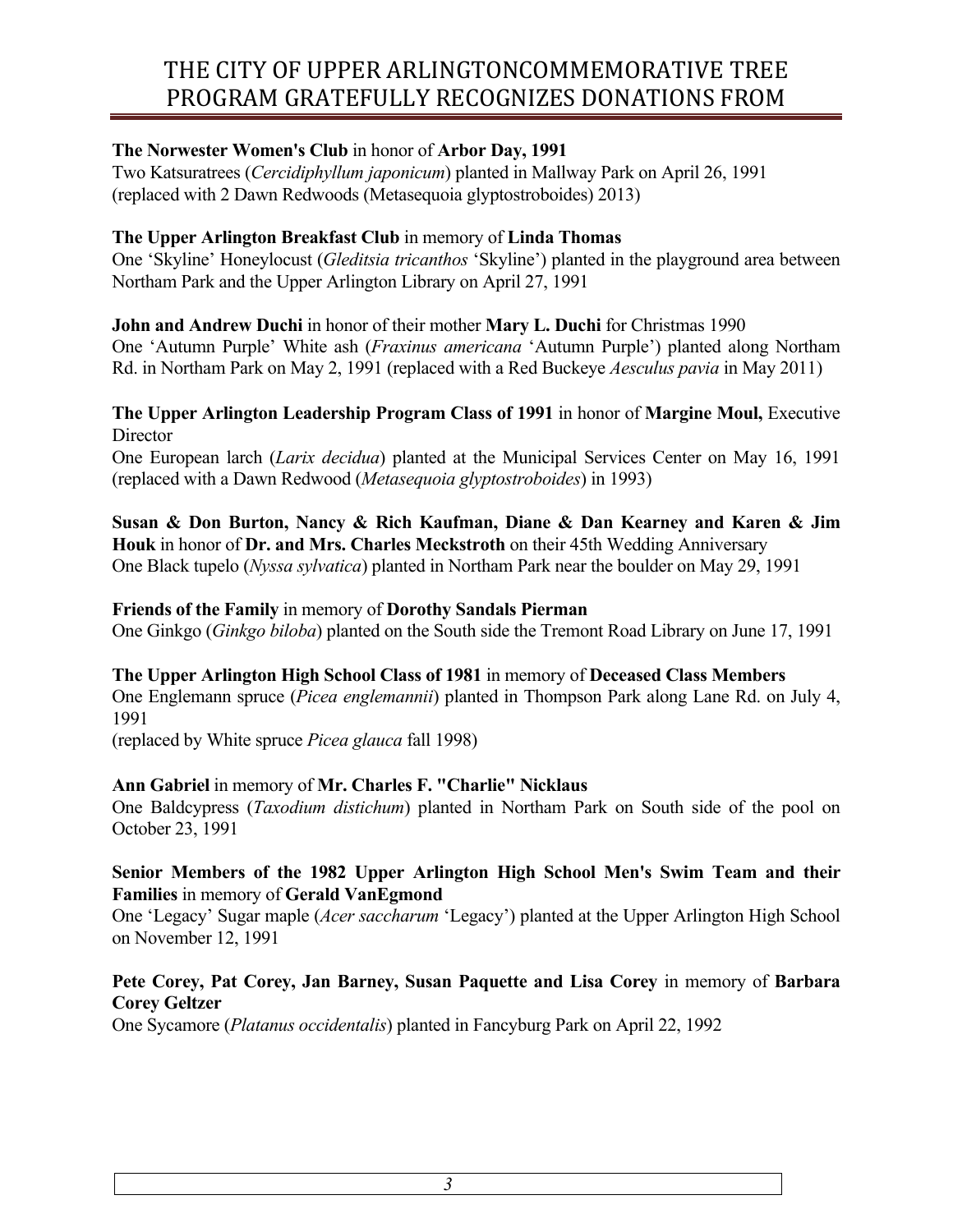# THE CITY OF UPPER ARLINGTONCOMMEMORATIVE TREE PROGRAM GRATEFULLY RECOGNIZES DONATIONS FROM

**The Norwester Women's Club** in honor of **Arbor Day, 1991**
Two Katsuratrees (*Cercidiphyllum japonicum*) planted in Mallway Park on April 26, 1991
(replaced with 2 Dawn Redwoods (Metasequoia glyptostroboides) 2013)

**The Upper Arlington Breakfast Club** in memory of **Linda Thomas**
One 'Skyline' Honeylocust (*Gleditsia tricanthos* 'Skyline') planted in the playground area between Northam Park and the Upper Arlington Library on April 27, 1991

**John and Andrew Duchi** in honor of their mother **Mary L. Duchi** for Christmas 1990
One 'Autumn Purple' White ash (*Fraxinus americana* 'Autumn Purple') planted along Northam Rd. in Northam Park on May 2, 1991 (replaced with a Red Buckeye *Aesculus pavia* in May 2011)

**The Upper Arlington Leadership Program Class of 1991** in honor of **Margine Moul,** Executive Director
One European larch (*Larix decidua*) planted at the Municipal Services Center on May 16, 1991 (replaced with a Dawn Redwood (*Metasequoia glyptostroboides*) in 1993)

**Susan & Don Burton, Nancy & Rich Kaufman, Diane & Dan Kearney and Karen & Jim Houk** in honor of **Dr. and Mrs. Charles Meckstroth** on their 45th Wedding Anniversary
One Black tupelo (*Nyssa sylvatica*) planted in Northam Park near the boulder on May 29, 1991

**Friends of the Family** in memory of **Dorothy Sandals Pierman**
One Ginkgo (*Ginkgo biloba*) planted on the South side the Tremont Road Library on June 17, 1991

**The Upper Arlington High School Class of 1981** in memory of **Deceased Class Members**
One Englemann spruce (*Picea englemannii*) planted in Thompson Park along Lane Rd. on July 4, 1991
(replaced by White spruce *Picea glauca* fall 1998)

**Ann Gabriel** in memory of **Mr. Charles F. "Charlie" Nicklaus**
One Baldcypress (*Taxodium distichum*) planted in Northam Park on South side of the pool on October 23, 1991

**Senior Members of the 1982 Upper Arlington High School Men's Swim Team and their Families** in memory of **Gerald VanEgmond**
One 'Legacy' Sugar maple (*Acer saccharum* 'Legacy') planted at the Upper Arlington High School on November 12, 1991

**Pete Corey, Pat Corey, Jan Barney, Susan Paquette and Lisa Corey** in memory of **Barbara Corey Geltzer**
One Sycamore (*Platanus occidentalis*) planted in Fancyburg Park on April 22, 1992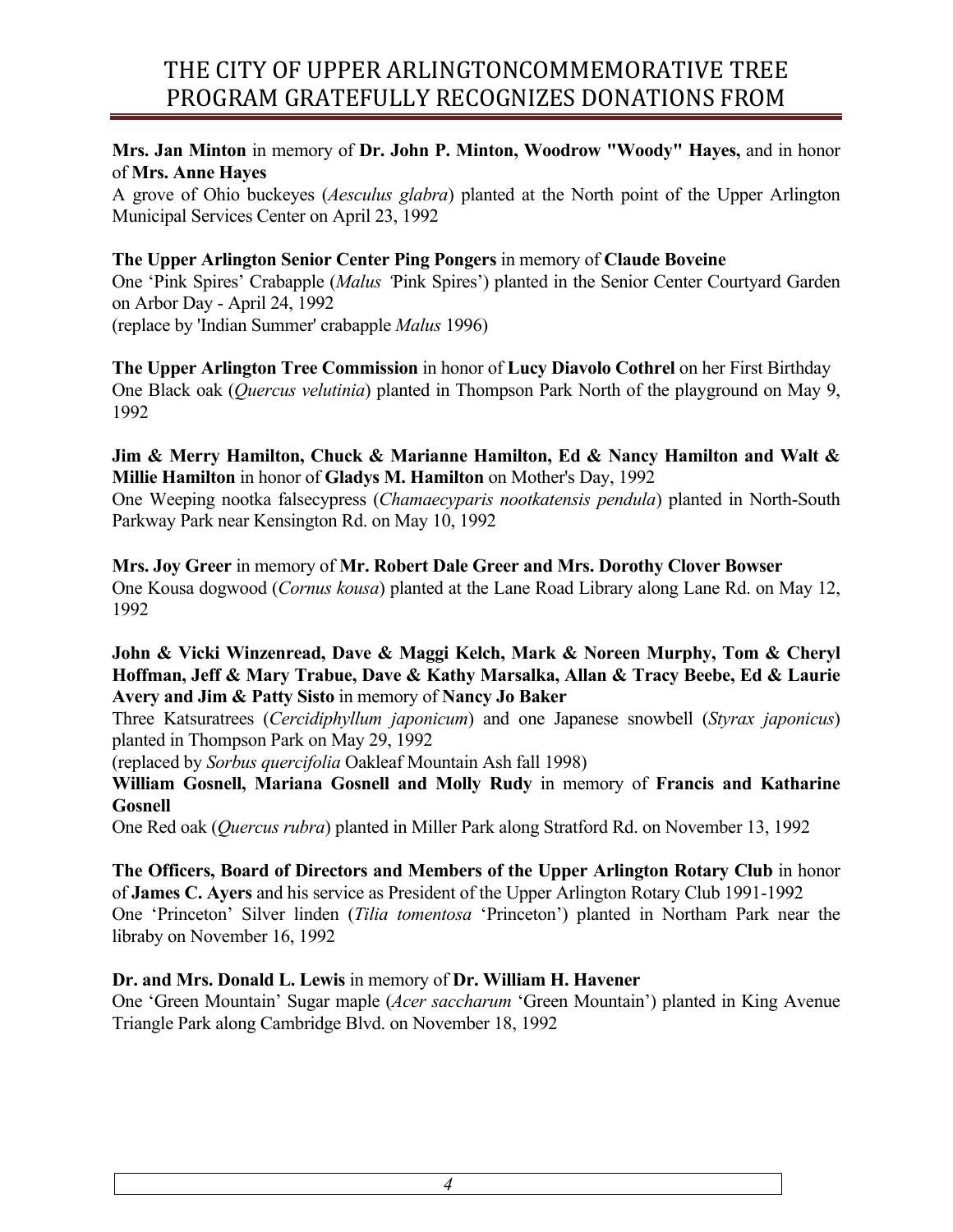# THE CITY OF UPPER ARLINGTONCOMMEMORATIVE TREE PROGRAM GRATEFULLY RECOGNIZES DONATIONS FROM

**Mrs. Jan Minton** in memory of **Dr. John P. Minton, Woodrow "Woody" Hayes,** and in honor of **Mrs. Anne Hayes**
A grove of Ohio buckeyes (*Aesculus glabra*) planted at the North point of the Upper Arlington Municipal Services Center on April 23, 1992

**The Upper Arlington Senior Center Ping Pongers** in memory of **Claude Boveine**
One 'Pink Spires' Crabapple (*Malus* 'Pink Spires') planted in the Senior Center Courtyard Garden on Arbor Day - April 24, 1992
(replace by 'Indian Summer' crabapple *Malus* 1996)

**The Upper Arlington Tree Commission** in honor of **Lucy Diavolo Cothrel** on her First Birthday
One Black oak (*Quercus velutinia*) planted in Thompson Park North of the playground on May 9, 1992

**Jim & Merry Hamilton, Chuck & Marianne Hamilton, Ed & Nancy Hamilton and Walt & Millie Hamilton** in honor of **Gladys M. Hamilton** on Mother's Day, 1992
One Weeping nootka falsecypress (*Chamaecyparis nootkatensis pendula*) planted in North-South Parkway Park near Kensington Rd. on May 10, 1992

**Mrs. Joy Greer** in memory of **Mr. Robert Dale Greer and Mrs. Dorothy Clover Bowser**
One Kousa dogwood (*Cornus kousa*) planted at the Lane Road Library along Lane Rd. on May 12, 1992

**John & Vicki Winzenread, Dave & Maggi Kelch, Mark & Noreen Murphy, Tom & Cheryl Hoffman, Jeff & Mary Trabue, Dave & Kathy Marsalka, Allan & Tracy Beebe, Ed & Laurie Avery and Jim & Patty Sisto** in memory of **Nancy Jo Baker**
Three Katsuratrees (*Cercidiphyllum japonicum*) and one Japanese snowbell (*Styrax japonicus*) planted in Thompson Park on May 29, 1992
(replaced by *Sorbus quercifolia* Oakleaf Mountain Ash fall 1998)

**William Gosnell, Mariana Gosnell and Molly Rudy** in memory of **Francis and Katharine Gosnell**
One Red oak (*Quercus rubra*) planted in Miller Park along Stratford Rd. on November 13, 1992

**The Officers, Board of Directors and Members of the Upper Arlington Rotary Club** in honor of **James C. Ayers** and his service as President of the Upper Arlington Rotary Club 1991-1992
One 'Princeton' Silver linden (*Tilia tomentosa* 'Princeton') planted in Northam Park near the libraby on November 16, 1992

**Dr. and Mrs. Donald L. Lewis** in memory of **Dr. William H. Havener**
One 'Green Mountain' Sugar maple (*Acer saccharum* 'Green Mountain') planted in King Avenue Triangle Park along Cambridge Blvd. on November 18, 1992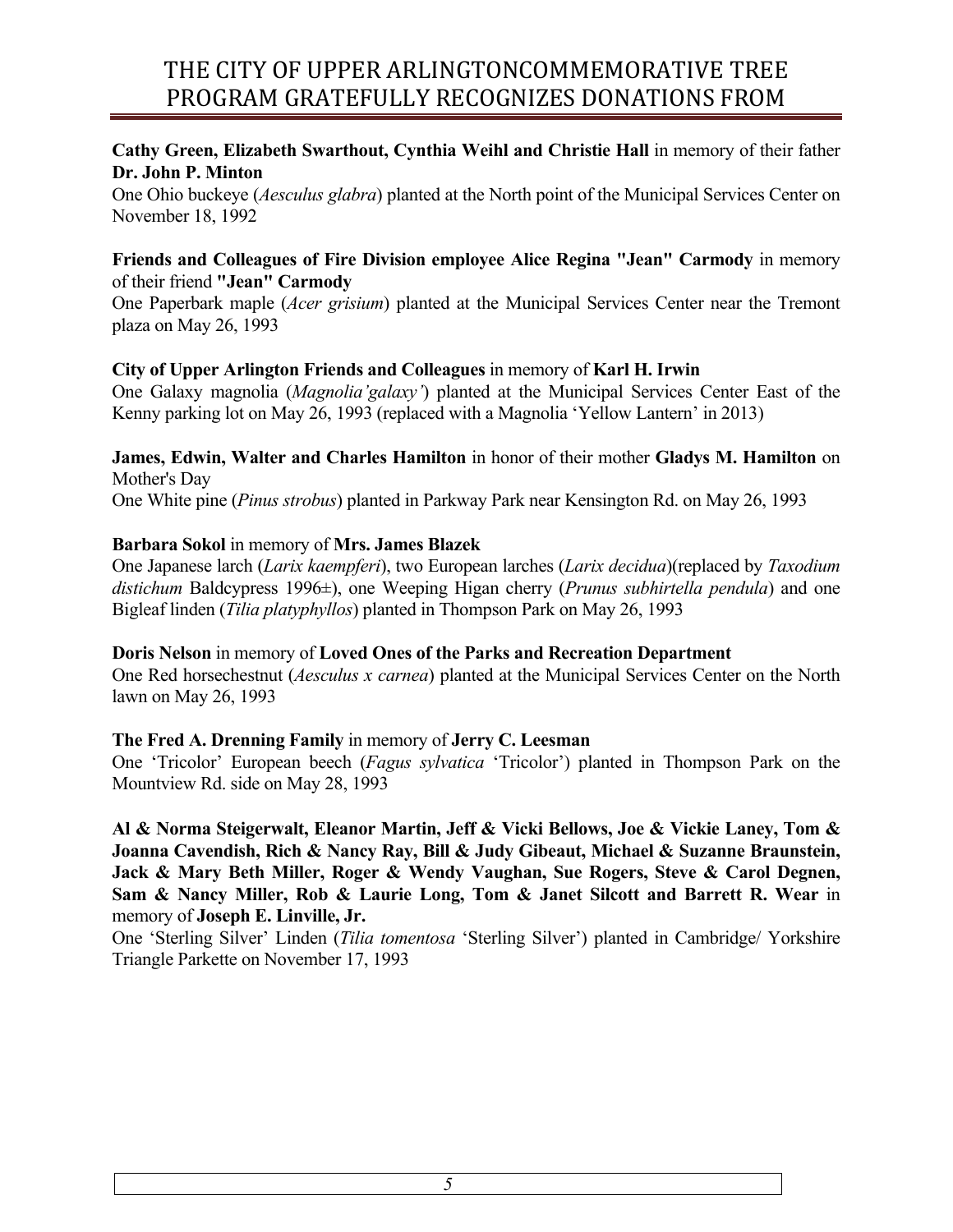# THE CITY OF UPPER ARLINGTONCOMMEMORATIVE TREE PROGRAM GRATEFULLY RECOGNIZES DONATIONS FROM

**Cathy Green, Elizabeth Swarthout, Cynthia Weihl and Christie Hall** in memory of their father **Dr. John P. Minton**
One Ohio buckeye (*Aesculus glabra*) planted at the North point of the Municipal Services Center on November 18, 1992

**Friends and Colleagues of Fire Division employee Alice Regina "Jean" Carmody** in memory of their friend **"Jean" Carmody**
One Paperbark maple (*Acer grisium*) planted at the Municipal Services Center near the Tremont plaza on May 26, 1993

**City of Upper Arlington Friends and Colleagues** in memory of **Karl H. Irwin**
One Galaxy magnolia (*Magnolia'galaxy'*) planted at the Municipal Services Center East of the Kenny parking lot on May 26, 1993 (replaced with a Magnolia 'Yellow Lantern' in 2013)

**James, Edwin, Walter and Charles Hamilton** in honor of their mother **Gladys M. Hamilton** on Mother's Day
One White pine (*Pinus strobus*) planted in Parkway Park near Kensington Rd. on May 26, 1993

**Barbara Sokol** in memory of **Mrs. James Blazek**
One Japanese larch (*Larix kaempferi*), two European larches (*Larix decidua*)(replaced by *Taxodium distichum* Baldcypress 1996±), one Weeping Higan cherry (*Prunus subhirtella pendula*) and one Bigleaf linden (*Tilia platyphyllos*) planted in Thompson Park on May 26, 1993

**Doris Nelson** in memory of **Loved Ones of the Parks and Recreation Department**
One Red horsechestnut (*Aesculus x carnea*) planted at the Municipal Services Center on the North lawn on May 26, 1993

**The Fred A. Drenning Family** in memory of **Jerry C. Leesman**
One 'Tricolor' European beech (*Fagus sylvatica* 'Tricolor') planted in Thompson Park on the Mountview Rd. side on May 28, 1993

**Al & Norma Steigerwalt, Eleanor Martin, Jeff & Vicki Bellows, Joe & Vickie Laney, Tom & Joanna Cavendish, Rich & Nancy Ray, Bill & Judy Gibeaut, Michael & Suzanne Braunstein, Jack & Mary Beth Miller, Roger & Wendy Vaughan, Sue Rogers, Steve & Carol Degnen, Sam & Nancy Miller, Rob & Laurie Long, Tom & Janet Silcott and Barrett R. Wear** in memory of **Joseph E. Linville, Jr.**
One 'Sterling Silver' Linden (*Tilia tomentosa* 'Sterling Silver') planted in Cambridge/ Yorkshire Triangle Parkette on November 17, 1993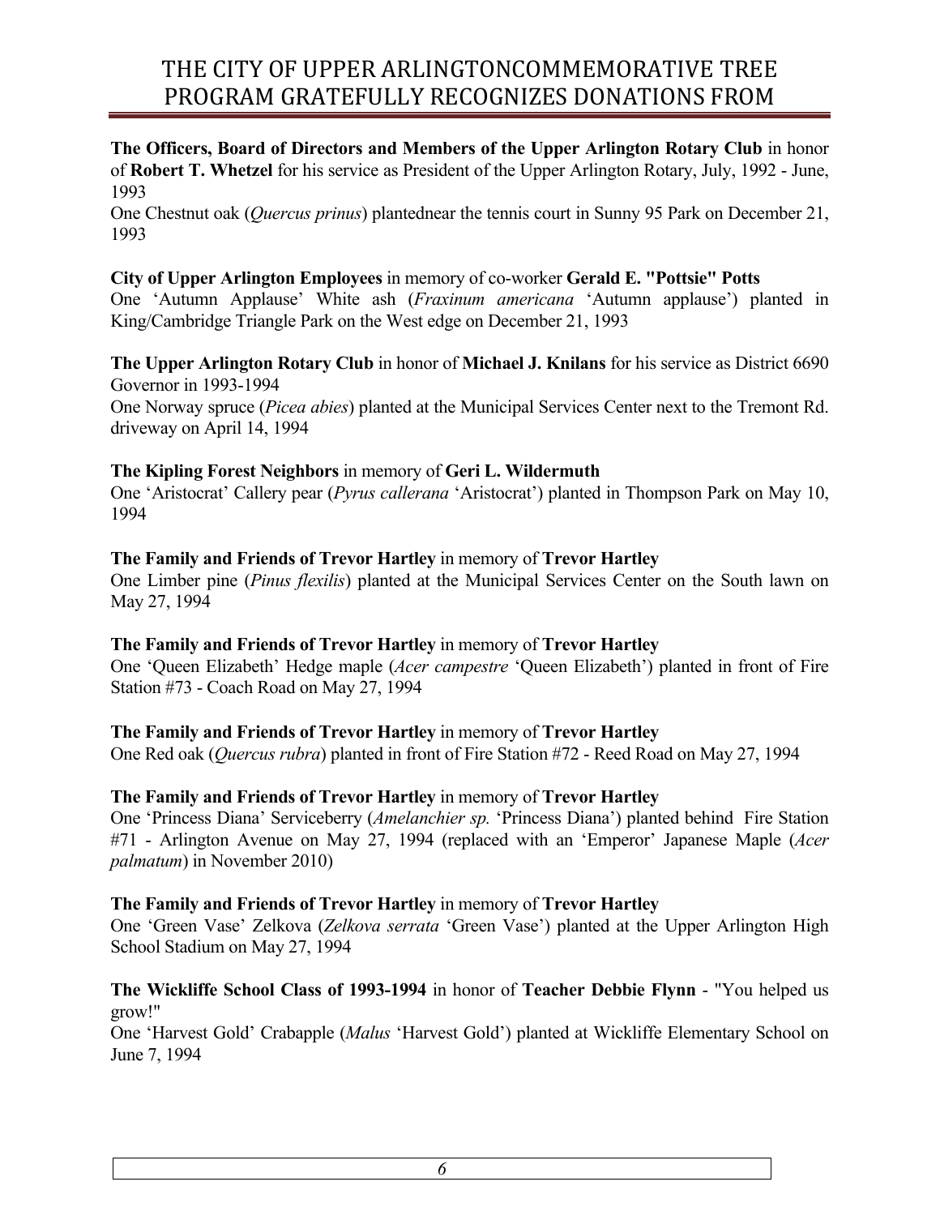# THE CITY OF UPPER ARLINGTONCOMMEMORATIVE TREE PROGRAM GRATEFULLY RECOGNIZES DONATIONS FROM

**The Officers, Board of Directors and Members of the Upper Arlington Rotary Club** in honor of **Robert T. Whetzel** for his service as President of the Upper Arlington Rotary, July, 1992 - June, 1993
One Chestnut oak (*Quercus prinus*) plantednear the tennis court in Sunny 95 Park on December 21, 1993

**City of Upper Arlington Employees** in memory of co-worker **Gerald E. "Pottsie" Potts**
One 'Autumn Applause' White ash (*Fraxinum americana* 'Autumn applause') planted in King/Cambridge Triangle Park on the West edge on December 21, 1993

**The Upper Arlington Rotary Club** in honor of **Michael J. Knilans** for his service as District 6690 Governor in 1993-1994
One Norway spruce (*Picea abies*) planted at the Municipal Services Center next to the Tremont Rd. driveway on April 14, 1994

**The Kipling Forest Neighbors** in memory of **Geri L. Wildermuth**
One 'Aristocrat' Callery pear (*Pyrus callerana* 'Aristocrat') planted in Thompson Park on May 10, 1994

**The Family and Friends of Trevor Hartley** in memory of **Trevor Hartley**
One Limber pine (*Pinus flexilis*) planted at the Municipal Services Center on the South lawn on May 27, 1994

**The Family and Friends of Trevor Hartley** in memory of **Trevor Hartley**
One 'Queen Elizabeth' Hedge maple (*Acer campestre* 'Queen Elizabeth') planted in front of Fire Station #73 - Coach Road on May 27, 1994

**The Family and Friends of Trevor Hartley** in memory of **Trevor Hartley**
One Red oak (*Quercus rubra*) planted in front of Fire Station #72 - Reed Road on May 27, 1994

**The Family and Friends of Trevor Hartley** in memory of **Trevor Hartley**
One 'Princess Diana' Serviceberry (*Amelanchier sp.* 'Princess Diana') planted behind Fire Station #71 - Arlington Avenue on May 27, 1994 (replaced with an 'Emperor' Japanese Maple (*Acer palmatum*) in November 2010)

**The Family and Friends of Trevor Hartley** in memory of **Trevor Hartley**
One 'Green Vase' Zelkova (*Zelkova serrata* 'Green Vase') planted at the Upper Arlington High School Stadium on May 27, 1994

**The Wickliffe School Class of 1993-1994** in honor of **Teacher Debbie Flynn** - "You helped us grow!"
One 'Harvest Gold' Crabapple (*Malus* 'Harvest Gold') planted at Wickliffe Elementary School on June 7, 1994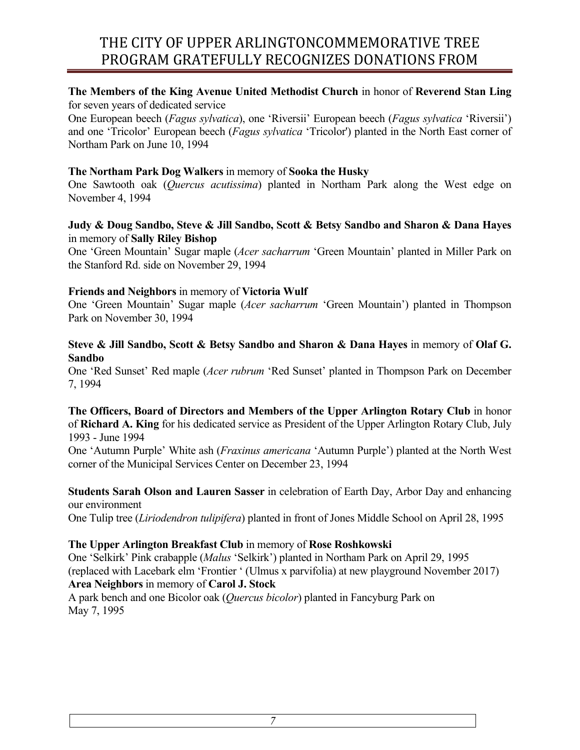# THE CITY OF UPPER ARLINGTONCOMMEMORATIVE TREE PROGRAM GRATEFULLY RECOGNIZES DONATIONS FROM

**The Members of the King Avenue United Methodist Church** in honor of **Reverend Stan Ling** for seven years of dedicated service
One European beech (*Fagus sylvatica*), one 'Riversii' European beech (*Fagus sylvatica* 'Riversii') and one 'Tricolor' European beech (*Fagus sylvatica* 'Tricolor') planted in the North East corner of Northam Park on June 10, 1994

**The Northam Park Dog Walkers** in memory of **Sooka the Husky**
One Sawtooth oak (*Quercus acutissima*) planted in Northam Park along the West edge on November 4, 1994

**Judy & Doug Sandbo, Steve & Jill Sandbo, Scott & Betsy Sandbo and Sharon & Dana Hayes** in memory of **Sally Riley Bishop**
One 'Green Mountain' Sugar maple (*Acer sacharrum* 'Green Mountain' planted in Miller Park on the Stanford Rd. side on November 29, 1994

**Friends and Neighbors** in memory of **Victoria Wulf**
One 'Green Mountain' Sugar maple (*Acer sacharrum* 'Green Mountain') planted in Thompson Park on November 30, 1994

**Steve & Jill Sandbo, Scott & Betsy Sandbo and Sharon & Dana Hayes** in memory of **Olaf G. Sandbo**
One 'Red Sunset' Red maple (*Acer rubrum* 'Red Sunset' planted in Thompson Park on December 7, 1994

**The Officers, Board of Directors and Members of the Upper Arlington Rotary Club** in honor of **Richard A. King** for his dedicated service as President of the Upper Arlington Rotary Club, July 1993 - June 1994
One 'Autumn Purple' White ash (*Fraxinus americana* 'Autumn Purple') planted at the North West corner of the Municipal Services Center on December 23, 1994

**Students Sarah Olson and Lauren Sasser** in celebration of Earth Day, Arbor Day and enhancing our environment
One Tulip tree (*Liriodendron tulipifera*) planted in front of Jones Middle School on April 28, 1995

**The Upper Arlington Breakfast Club** in memory of **Rose Roshkowski**
One 'Selkirk' Pink crabapple (*Malus* 'Selkirk') planted in Northam Park on April 29, 1995
(replaced with Lacebark elm 'Frontier ' (Ulmus x parvifolia) at new playground November 2017)

**Area Neighbors** in memory of **Carol J. Stock**
A park bench and one Bicolor oak (*Quercus bicolor*) planted in Fancyburg Park on May 7, 1995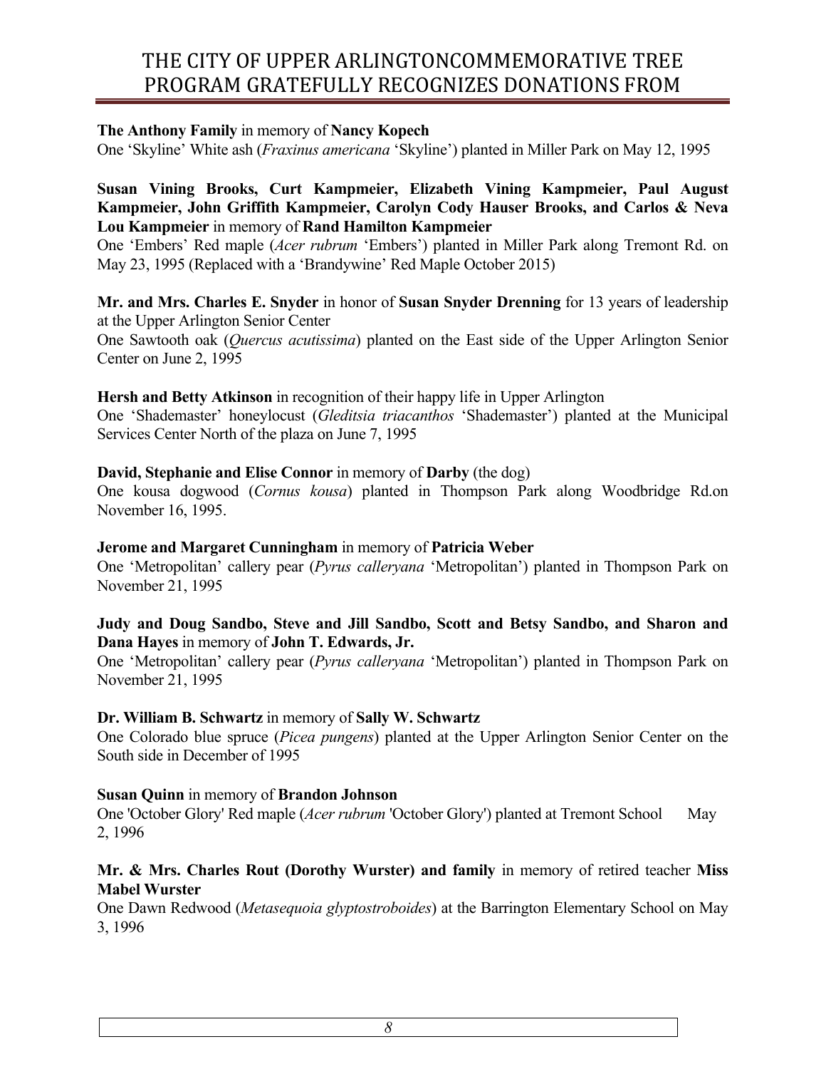# THE CITY OF UPPER ARLINGTONCOMMEMORATIVE TREE PROGRAM GRATEFULLY RECOGNIZES DONATIONS FROM

**The Anthony Family** in memory of **Nancy Kopech**
One 'Skyline' White ash (*Fraxinus americana* 'Skyline') planted in Miller Park on May 12, 1995

**Susan Vining Brooks, Curt Kampmeier, Elizabeth Vining Kampmeier, Paul August Kampmeier, John Griffith Kampmeier, Carolyn Cody Hauser Brooks, and Carlos & Neva Lou Kampmeier** in memory of **Rand Hamilton Kampmeier**
One 'Embers' Red maple (*Acer rubrum* 'Embers') planted in Miller Park along Tremont Rd. on May 23, 1995 (Replaced with a 'Brandywine' Red Maple October 2015)

**Mr. and Mrs. Charles E. Snyder** in honor of **Susan Snyder Drenning** for 13 years of leadership at the Upper Arlington Senior Center
One Sawtooth oak (*Quercus acutissima*) planted on the East side of the Upper Arlington Senior Center on June 2, 1995

**Hersh and Betty Atkinson** in recognition of their happy life in Upper Arlington
One 'Shademaster' honeylocust (*Gleditsia triacanthos* 'Shademaster') planted at the Municipal Services Center North of the plaza on June 7, 1995

**David, Stephanie and Elise Connor** in memory of **Darby** (the dog)
One kousa dogwood (*Cornus kousa*) planted in Thompson Park along Woodbridge Rd.on November 16, 1995.

**Jerome and Margaret Cunningham** in memory of **Patricia Weber**
One 'Metropolitan' callery pear (*Pyrus calleryana* 'Metropolitan') planted in Thompson Park on November 21, 1995

**Judy and Doug Sandbo, Steve and Jill Sandbo, Scott and Betsy Sandbo, and Sharon and Dana Hayes** in memory of **John T. Edwards, Jr.**
One 'Metropolitan' callery pear (*Pyrus calleryana* 'Metropolitan') planted in Thompson Park on November 21, 1995

**Dr. William B. Schwartz** in memory of **Sally W. Schwartz**
One Colorado blue spruce (*Picea pungens*) planted at the Upper Arlington Senior Center on the South side in December of 1995

**Susan Quinn** in memory of **Brandon Johnson**
One 'October Glory' Red maple (*Acer rubrum* 'October Glory') planted at Tremont School May 2, 1996

**Mr. & Mrs. Charles Rout (Dorothy Wurster) and family** in memory of retired teacher **Miss Mabel Wurster**
One Dawn Redwood (*Metasequoia glyptostroboides*) at the Barrington Elementary School on May 3, 1996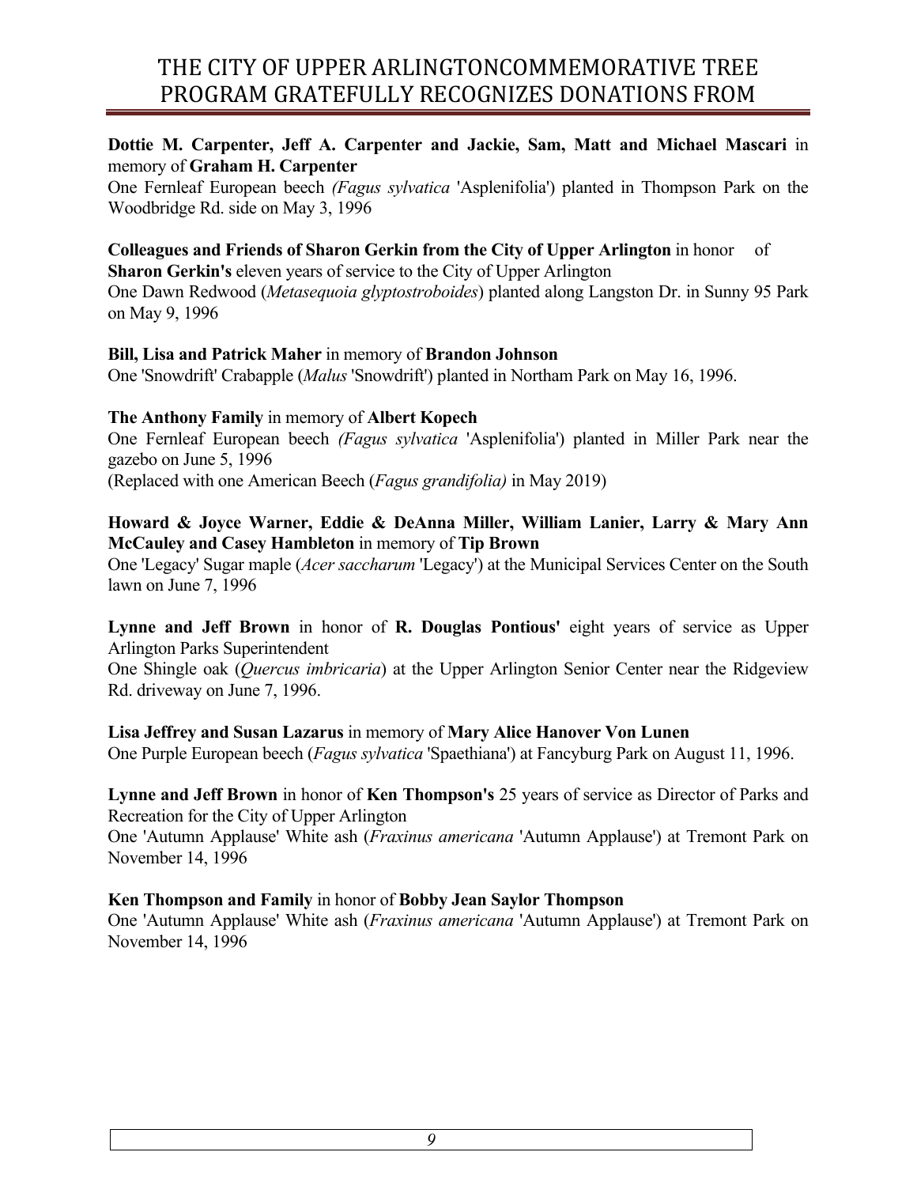# THE CITY OF UPPER ARLINGTONCOMMEMORATIVE TREE PROGRAM GRATEFULLY RECOGNIZES DONATIONS FROM

**Dottie M. Carpenter, Jeff A. Carpenter and Jackie, Sam, Matt and Michael Mascari** in memory of **Graham H. Carpenter**
One Fernleaf European beech *(Fagus sylvatica* 'Asplenifolia') planted in Thompson Park on the Woodbridge Rd. side on May 3, 1996

**Colleagues and Friends of Sharon Gerkin from the City of Upper Arlington** in honor of **Sharon Gerkin's** eleven years of service to the City of Upper Arlington
One Dawn Redwood (*Metasequoia glyptostroboides*) planted along Langston Dr. in Sunny 95 Park on May 9, 1996

**Bill, Lisa and Patrick Maher** in memory of **Brandon Johnson**
One 'Snowdrift' Crabapple (*Malus* 'Snowdrift') planted in Northam Park on May 16, 1996.

**The Anthony Family** in memory of **Albert Kopech**
One Fernleaf European beech *(Fagus sylvatica* 'Asplenifolia') planted in Miller Park near the gazebo on June 5, 1996
(Replaced with one American Beech (*Fagus grandifolia)* in May 2019)

**Howard & Joyce Warner, Eddie & DeAnna Miller, William Lanier, Larry & Mary Ann McCauley and Casey Hambleton** in memory of **Tip Brown**
One 'Legacy' Sugar maple (*Acer saccharum* 'Legacy') at the Municipal Services Center on the South lawn on June 7, 1996

**Lynne and Jeff Brown** in honor of **R. Douglas Pontious'** eight years of service as Upper Arlington Parks Superintendent
One Shingle oak (*Quercus imbricaria*) at the Upper Arlington Senior Center near the Ridgeview Rd. driveway on June 7, 1996.

**Lisa Jeffrey and Susan Lazarus** in memory of **Mary Alice Hanover Von Lunen**
One Purple European beech (*Fagus sylvatica* 'Spaethiana') at Fancyburg Park on August 11, 1996.

**Lynne and Jeff Brown** in honor of **Ken Thompson's** 25 years of service as Director of Parks and Recreation for the City of Upper Arlington
One 'Autumn Applause' White ash (*Fraxinus americana* 'Autumn Applause') at Tremont Park on November 14, 1996

**Ken Thompson and Family** in honor of **Bobby Jean Saylor Thompson**
One 'Autumn Applause' White ash (*Fraxinus americana* 'Autumn Applause') at Tremont Park on November 14, 1996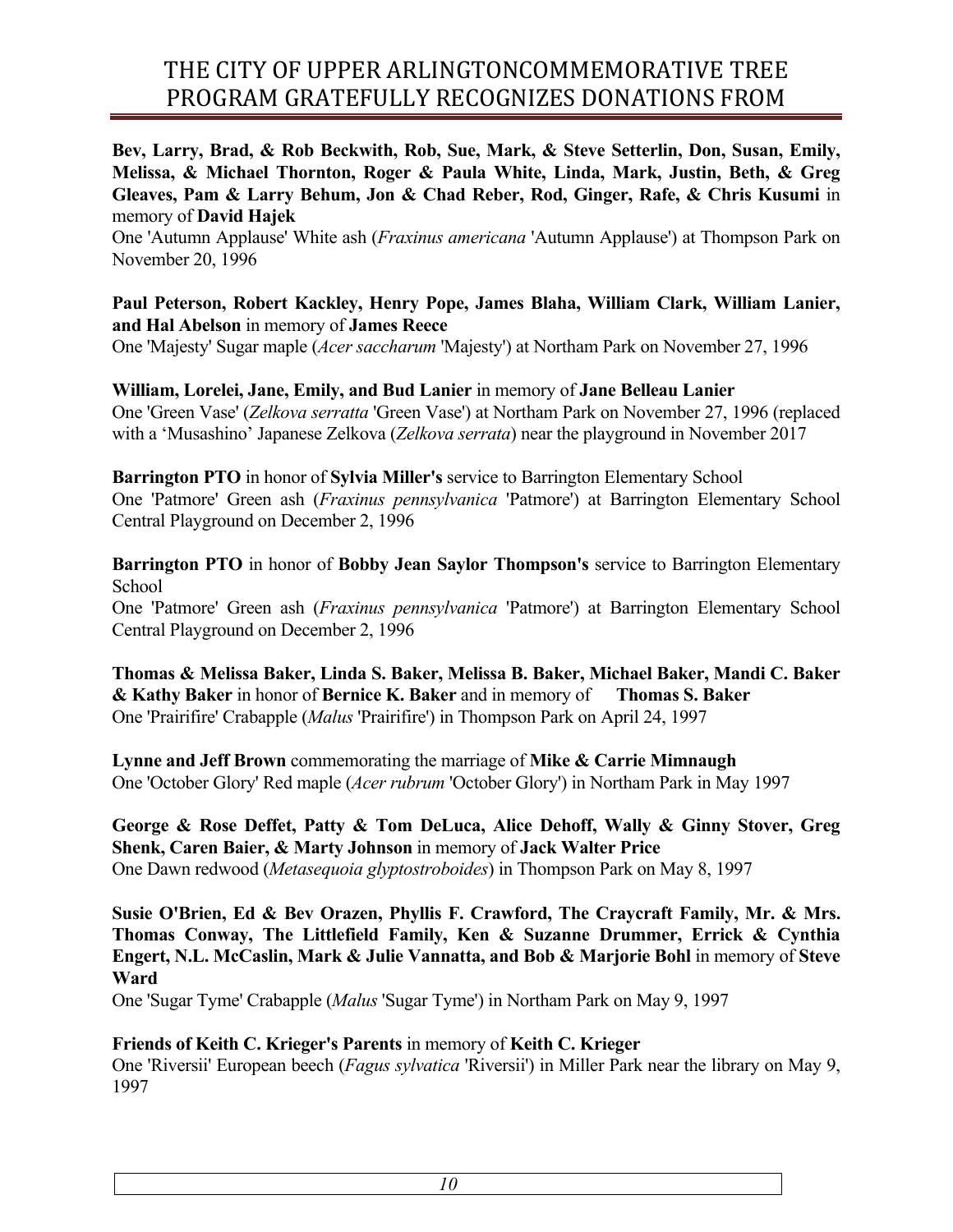# THE CITY OF UPPER ARLINGTONCOMMEMORATIVE TREE PROGRAM GRATEFULLY RECOGNIZES DONATIONS FROM

**Bev, Larry, Brad, & Rob Beckwith, Rob, Sue, Mark, & Steve Setterlin, Don, Susan, Emily, Melissa, & Michael Thornton, Roger & Paula White, Linda, Mark, Justin, Beth, & Greg Gleaves, Pam & Larry Behum, Jon & Chad Reber, Rod, Ginger, Rafe, & Chris Kusumi** in memory of **David Hajek**
One 'Autumn Applause' White ash (*Fraxinus americana* 'Autumn Applause') at Thompson Park on November 20, 1996

**Paul Peterson, Robert Kackley, Henry Pope, James Blaha, William Clark, William Lanier, and Hal Abelson** in memory of **James Reece**
One 'Majesty' Sugar maple (*Acer saccharum* 'Majesty') at Northam Park on November 27, 1996

**William, Lorelei, Jane, Emily, and Bud Lanier** in memory of **Jane Belleau Lanier**
One 'Green Vase' (*Zelkova serratta* 'Green Vase') at Northam Park on November 27, 1996 (replaced with a 'Musashino' Japanese Zelkova (*Zelkova serrata*) near the playground in November 2017

**Barrington PTO** in honor of **Sylvia Miller's** service to Barrington Elementary School
One 'Patmore' Green ash (*Fraxinus pennsylvanica* 'Patmore') at Barrington Elementary School Central Playground on December 2, 1996

**Barrington PTO** in honor of **Bobby Jean Saylor Thompson's** service to Barrington Elementary School
One 'Patmore' Green ash (*Fraxinus pennsylvanica* 'Patmore') at Barrington Elementary School Central Playground on December 2, 1996

**Thomas & Melissa Baker, Linda S. Baker, Melissa B. Baker, Michael Baker, Mandi C. Baker & Kathy Baker** in honor of **Bernice K. Baker** and in memory of **Thomas S. Baker**
One 'Prairifire' Crabapple (*Malus* 'Prairifire') in Thompson Park on April 24, 1997

**Lynne and Jeff Brown** commemorating the marriage of **Mike & Carrie Mimnaugh**
One 'October Glory' Red maple (*Acer rubrum* 'October Glory') in Northam Park in May 1997

**George & Rose Deffet, Patty & Tom DeLuca, Alice Dehoff, Wally & Ginny Stover, Greg Shenk, Caren Baier, & Marty Johnson** in memory of **Jack Walter Price**
One Dawn redwood (*Metasequoia glyptostroboides*) in Thompson Park on May 8, 1997

**Susie O'Brien, Ed & Bev Orazen, Phyllis F. Crawford, The Craycraft Family, Mr. & Mrs. Thomas Conway, The Littlefield Family, Ken & Suzanne Drummer, Errick & Cynthia Engert, N.L. McCaslin, Mark & Julie Vannatta, and Bob & Marjorie Bohl** in memory of **Steve Ward**
One 'Sugar Tyme' Crabapple (*Malus* 'Sugar Tyme') in Northam Park on May 9, 1997

**Friends of Keith C. Krieger's Parents** in memory of **Keith C. Krieger**
One 'Riversii' European beech (*Fagus sylvatica* 'Riversii') in Miller Park near the library on May 9, 1997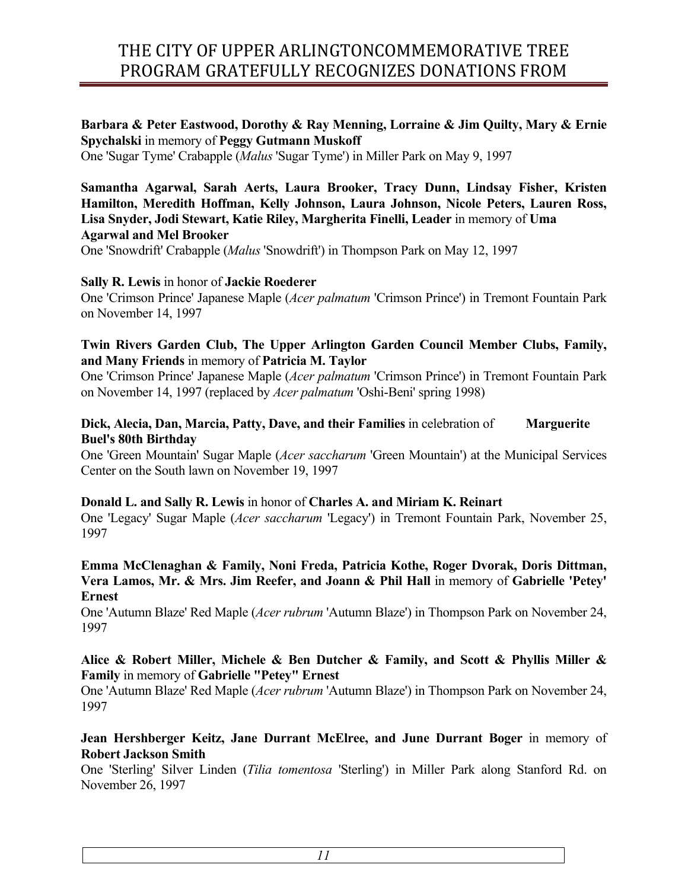**Barbara & Peter Eastwood, Dorothy & Ray Menning, Lorraine & Jim Quilty, Mary & Ernie Spychalski** in memory of **Peggy Gutmann Muskoff**
One 'Sugar Tyme' Crabapple (*Malus* 'Sugar Tyme') in Miller Park on May 9, 1997

**Samantha Agarwal, Sarah Aerts, Laura Brooker, Tracy Dunn, Lindsay Fisher, Kristen Hamilton, Meredith Hoffman, Kelly Johnson, Laura Johnson, Nicole Peters, Lauren Ross, Lisa Snyder, Jodi Stewart, Katie Riley, Margherita Finelli, Leader** in memory of **Uma Agarwal and Mel Brooker**
One 'Snowdrift' Crabapple (*Malus* 'Snowdrift') in Thompson Park on May 12, 1997

**Sally R. Lewis** in honor of **Jackie Roederer**
One 'Crimson Prince' Japanese Maple (*Acer palmatum* 'Crimson Prince') in Tremont Fountain Park on November 14, 1997

**Twin Rivers Garden Club, The Upper Arlington Garden Council Member Clubs, Family, and Many Friends** in memory of **Patricia M. Taylor**
One 'Crimson Prince' Japanese Maple (*Acer palmatum* 'Crimson Prince') in Tremont Fountain Park on November 14, 1997 (replaced by *Acer palmatum* 'Oshi-Beni' spring 1998)

**Dick, Alecia, Dan, Marcia, Patty, Dave, and their Families** in celebration of **Marguerite Buel's 80th Birthday**
One 'Green Mountain' Sugar Maple (*Acer saccharum* 'Green Mountain') at the Municipal Services Center on the South lawn on November 19, 1997

**Donald L. and Sally R. Lewis** in honor of **Charles A. and Miriam K. Reinart**
One 'Legacy' Sugar Maple (*Acer saccharum* 'Legacy') in Tremont Fountain Park, November 25, 1997

**Emma McClenaghan & Family, Noni Freda, Patricia Kothe, Roger Dvorak, Doris Dittman, Vera Lamos, Mr. & Mrs. Jim Reefer, and Joann & Phil Hall** in memory of **Gabrielle 'Petey' Ernest**
One 'Autumn Blaze' Red Maple (*Acer rubrum* 'Autumn Blaze') in Thompson Park on November 24, 1997

**Alice & Robert Miller, Michele & Ben Dutcher & Family, and Scott & Phyllis Miller & Family** in memory of **Gabrielle "Petey" Ernest**
One 'Autumn Blaze' Red Maple (*Acer rubrum* 'Autumn Blaze') in Thompson Park on November 24, 1997

**Jean Hershberger Keitz, Jane Durrant McElree, and June Durrant Boger** in memory of **Robert Jackson Smith**
One 'Sterling' Silver Linden (*Tilia tomentosa* 'Sterling') in Miller Park along Stanford Rd. on November 26, 1997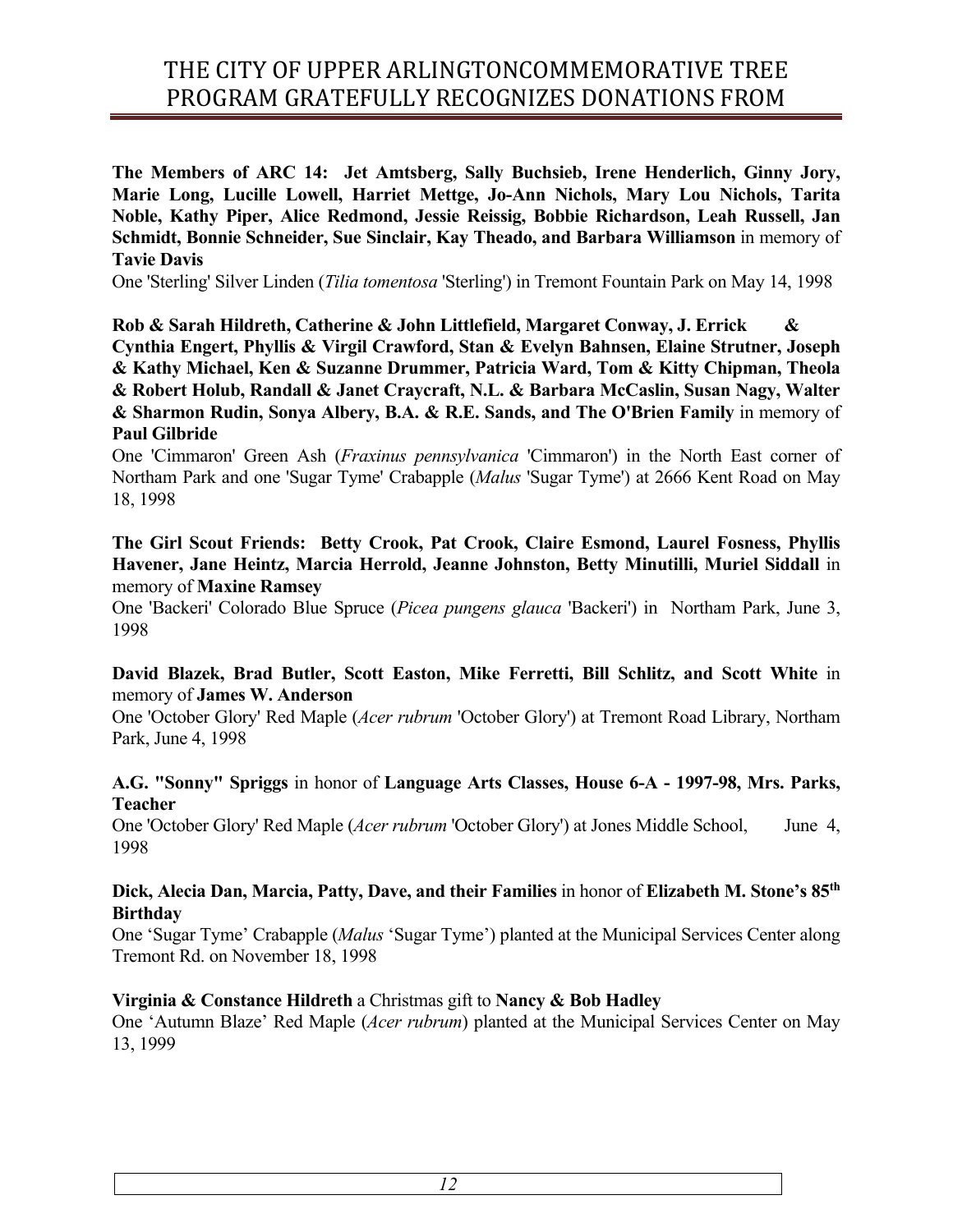# THE CITY OF UPPER ARLINGTONCOMMEMORATIVE TREE PROGRAM GRATEFULLY RECOGNIZES DONATIONS FROM

**The Members of ARC 14: Jet Amtsberg, Sally Buchsieb, Irene Henderlich, Ginny Jory, Marie Long, Lucille Lowell, Harriet Mettge, Jo-Ann Nichols, Mary Lou Nichols, Tarita Noble, Kathy Piper, Alice Redmond, Jessie Reissig, Bobbie Richardson, Leah Russell, Jan Schmidt, Bonnie Schneider, Sue Sinclair, Kay Theado, and Barbara Williamson** in memory of **Tavie Davis**

One 'Sterling' Silver Linden (*Tilia tomentosa* 'Sterling') in Tremont Fountain Park on May 14, 1998

**Rob & Sarah Hildreth, Catherine & John Littlefield, Margaret Conway, J. Errick & Cynthia Engert, Phyllis & Virgil Crawford, Stan & Evelyn Bahnsen, Elaine Strutner, Joseph & Kathy Michael, Ken & Suzanne Drummer, Patricia Ward, Tom & Kitty Chipman, Theola & Robert Holub, Randall & Janet Craycraft, N.L. & Barbara McCaslin, Susan Nagy, Walter & Sharmon Rudin, Sonya Albery, B.A. & R.E. Sands, and The O'Brien Family** in memory of **Paul Gilbride**

One 'Cimmaron' Green Ash (*Fraxinus pennsylvanica* 'Cimmaron') in the North East corner of Northam Park and one 'Sugar Tyme' Crabapple (*Malus* 'Sugar Tyme') at 2666 Kent Road on May 18, 1998

**The Girl Scout Friends: Betty Crook, Pat Crook, Claire Esmond, Laurel Fosness, Phyllis Havener, Jane Heintz, Marcia Herrold, Jeanne Johnston, Betty Minutilli, Muriel Siddall** in memory of **Maxine Ramsey**

One 'Backeri' Colorado Blue Spruce (*Picea pungens glauca* 'Backeri') in Northam Park, June 3, 1998

**David Blazek, Brad Butler, Scott Easton, Mike Ferretti, Bill Schlitz, and Scott White** in memory of **James W. Anderson**

One 'October Glory' Red Maple (*Acer rubrum* 'October Glory') at Tremont Road Library, Northam Park, June 4, 1998

**A.G. "Sonny" Spriggs** in honor of **Language Arts Classes, House 6-A - 1997-98, Mrs. Parks, Teacher**

One 'October Glory' Red Maple (*Acer rubrum* 'October Glory') at Jones Middle School, June 4, 1998

**Dick, Alecia Dan, Marcia, Patty, Dave, and their Families** in honor of **Elizabeth M. Stone's 85th Birthday**

One 'Sugar Tyme' Crabapple (*Malus* 'Sugar Tyme') planted at the Municipal Services Center along Tremont Rd. on November 18, 1998

**Virginia & Constance Hildreth** a Christmas gift to **Nancy & Bob Hadley**

One 'Autumn Blaze' Red Maple (*Acer rubrum*) planted at the Municipal Services Center on May 13, 1999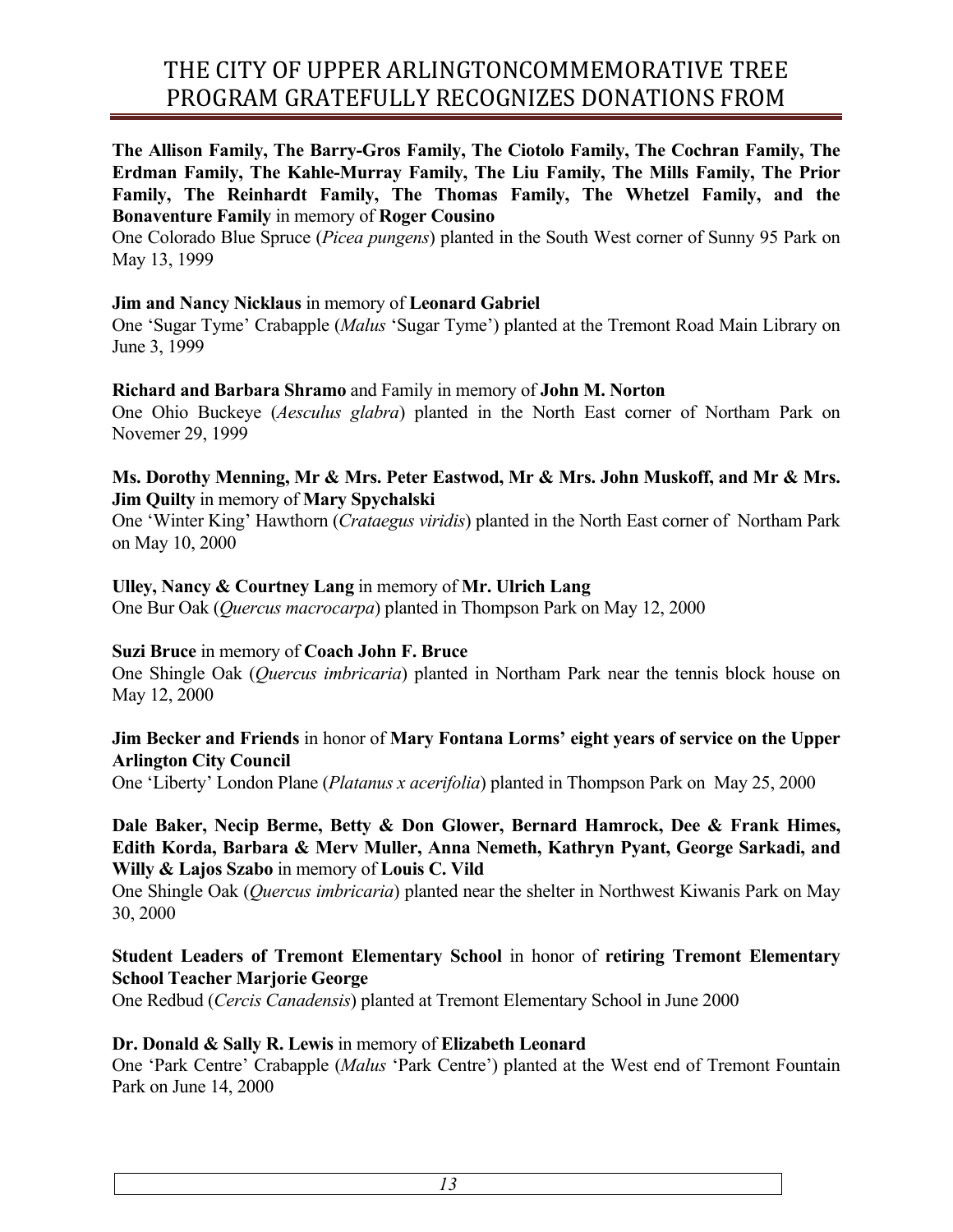# THE CITY OF UPPER ARLINGTONCOMMEMORATIVE TREE PROGRAM GRATEFULLY RECOGNIZES DONATIONS FROM

**The Allison Family, The Barry-Gros Family, The Ciotolo Family, The Cochran Family, The Erdman Family, The Kahle-Murray Family, The Liu Family, The Mills Family, The Prior Family, The Reinhardt Family, The Thomas Family, The Whetzel Family, and the Bonaventure Family** in memory of **Roger Cousino**
One Colorado Blue Spruce (*Picea pungens*) planted in the South West corner of Sunny 95 Park on May 13, 1999

**Jim and Nancy Nicklaus** in memory of **Leonard Gabriel**
One 'Sugar Tyme' Crabapple (*Malus* 'Sugar Tyme') planted at the Tremont Road Main Library on June 3, 1999

**Richard and Barbara Shramo** and Family in memory of **John M. Norton**
One Ohio Buckeye (*Aesculus glabra*) planted in the North East corner of Northam Park on Novemer 29, 1999

**Ms. Dorothy Menning, Mr & Mrs. Peter Eastwod, Mr & Mrs. John Muskoff, and Mr & Mrs. Jim Quilty** in memory of **Mary Spychalski**
One 'Winter King' Hawthorn (*Crataegus viridis*) planted in the North East corner of Northam Park on May 10, 2000

**Ulley, Nancy & Courtney Lang** in memory of **Mr. Ulrich Lang**
One Bur Oak (*Quercus macrocarpa*) planted in Thompson Park on May 12, 2000

**Suzi Bruce** in memory of **Coach John F. Bruce**
One Shingle Oak (*Quercus imbricaria*) planted in Northam Park near the tennis block house on May 12, 2000

**Jim Becker and Friends** in honor of **Mary Fontana Lorms' eight years of service on the Upper Arlington City Council**
One 'Liberty' London Plane (*Platanus x acerifolia*) planted in Thompson Park on May 25, 2000

**Dale Baker, Necip Berme, Betty & Don Glower, Bernard Hamrock, Dee & Frank Himes, Edith Korda, Barbara & Merv Muller, Anna Nemeth, Kathryn Pyant, George Sarkadi, and Willy & Lajos Szabo** in memory of **Louis C. Vild**
One Shingle Oak (*Quercus imbricaria*) planted near the shelter in Northwest Kiwanis Park on May 30, 2000

**Student Leaders of Tremont Elementary School** in honor of **retiring Tremont Elementary School Teacher Marjorie George**
One Redbud (*Cercis Canadensis*) planted at Tremont Elementary School in June 2000

**Dr. Donald & Sally R. Lewis** in memory of **Elizabeth Leonard**
One 'Park Centre' Crabapple (*Malus* 'Park Centre') planted at the West end of Tremont Fountain Park on June 14, 2000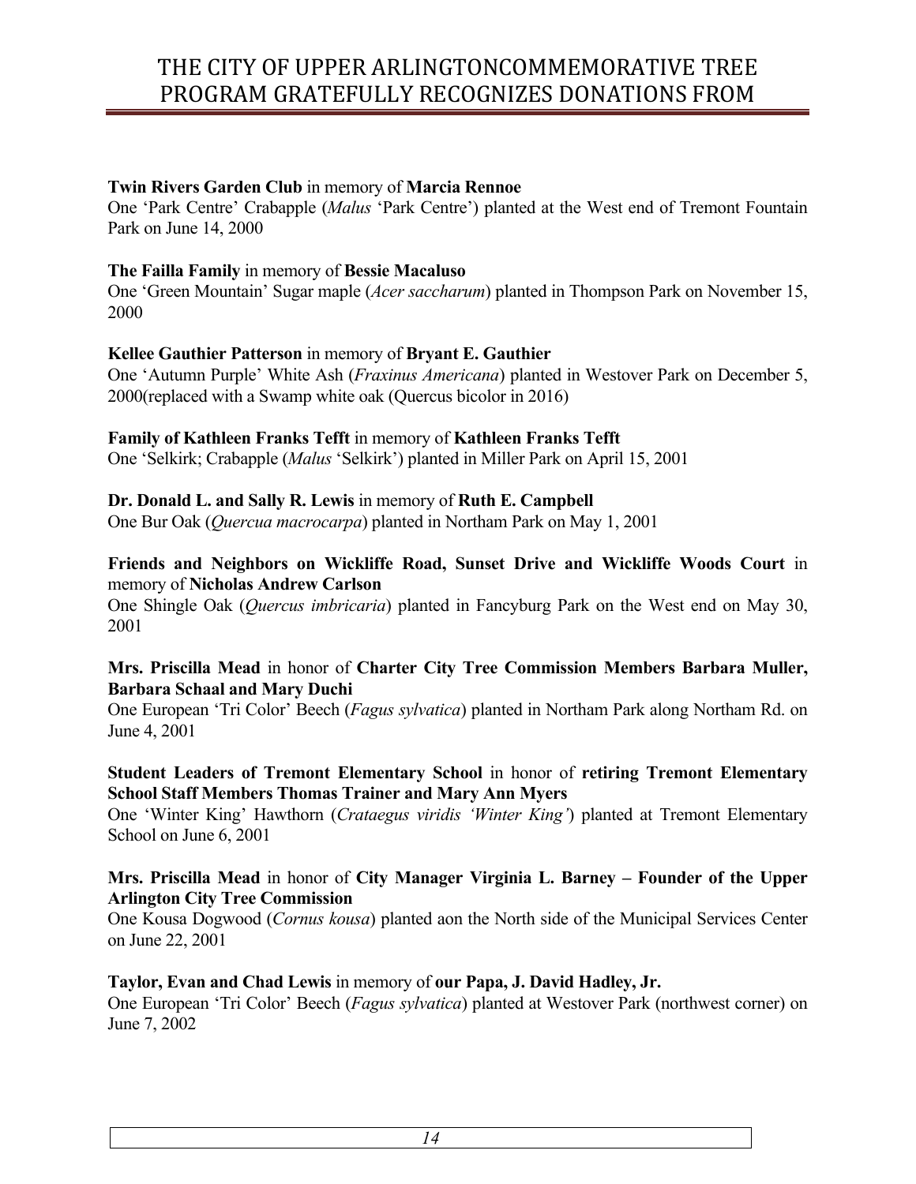# THE CITY OF UPPER ARLINGTONCOMMEMORATIVE TREE PROGRAM GRATEFULLY RECOGNIZES DONATIONS FROM

**Twin Rivers Garden Club** in memory of **Marcia Rennoe**
One 'Park Centre' Crabapple (*Malus* 'Park Centre') planted at the West end of Tremont Fountain Park on June 14, 2000

**The Failla Family** in memory of **Bessie Macaluso**
One 'Green Mountain' Sugar maple (*Acer saccharum*) planted in Thompson Park on November 15, 2000

**Kellee Gauthier Patterson** in memory of **Bryant E. Gauthier**
One 'Autumn Purple' White Ash (*Fraxinus Americana*) planted in Westover Park on December 5, 2000(replaced with a Swamp white oak (Quercus bicolor in 2016)

**Family of Kathleen Franks Tefft** in memory of **Kathleen Franks Tefft**
One 'Selkirk; Crabapple (*Malus* 'Selkirk') planted in Miller Park on April 15, 2001

**Dr. Donald L. and Sally R. Lewis** in memory of **Ruth E. Campbell**
One Bur Oak (*Quercua macrocarpa*) planted in Northam Park on May 1, 2001

**Friends and Neighbors on Wickliffe Road, Sunset Drive and Wickliffe Woods Court** in memory of **Nicholas Andrew Carlson**
One Shingle Oak (*Quercus imbricaria*) planted in Fancyburg Park on the West end on May 30, 2001

**Mrs. Priscilla Mead** in honor of **Charter City Tree Commission Members Barbara Muller, Barbara Schaal and Mary Duchi**
One European 'Tri Color' Beech (*Fagus sylvatica*) planted in Northam Park along Northam Rd. on June 4, 2001

**Student Leaders of Tremont Elementary School** in honor of **retiring Tremont Elementary School Staff Members Thomas Trainer and Mary Ann Myers**
One 'Winter King' Hawthorn (*Crataegus viridis 'Winter King'*) planted at Tremont Elementary School on June 6, 2001

**Mrs. Priscilla Mead** in honor of **City Manager Virginia L. Barney – Founder of the Upper Arlington City Tree Commission**
One Kousa Dogwood (*Cornus kousa*) planted aon the North side of the Municipal Services Center on June 22, 2001

**Taylor, Evan and Chad Lewis** in memory of **our Papa, J. David Hadley, Jr.**
One European 'Tri Color' Beech (*Fagus sylvatica*) planted at Westover Park (northwest corner) on June 7, 2002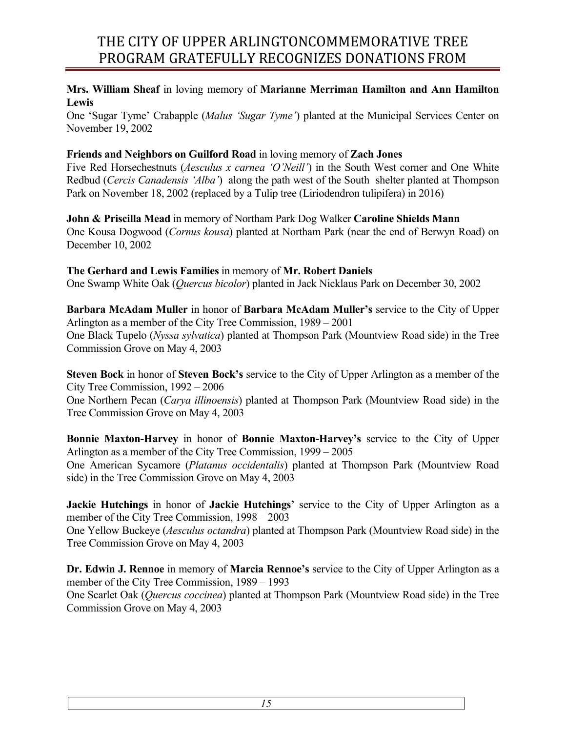# THE CITY OF UPPER ARLINGTONCOMMEMORATIVE TREE PROGRAM GRATEFULLY RECOGNIZES DONATIONS FROM

**Mrs. William Sheaf** in loving memory of **Marianne Merriman Hamilton and Ann Hamilton Lewis**
One 'Sugar Tyme' Crabapple (*Malus 'Sugar Tyme'*) planted at the Municipal Services Center on November 19, 2002

**Friends and Neighbors on Guilford Road** in loving memory of **Zach Jones**
Five Red Horsechestnuts (*Aesculus x carnea 'O'Neill'*) in the South West corner and One White Redbud (*Cercis Canadensis 'Alba'*) along the path west of the South shelter planted at Thompson Park on November 18, 2002 (replaced by a Tulip tree (Liriodendron tulipifera) in 2016)

**John & Priscilla Mead** in memory of Northam Park Dog Walker **Caroline Shields Mann**
One Kousa Dogwood (*Cornus kousa*) planted at Northam Park (near the end of Berwyn Road) on December 10, 2002

**The Gerhard and Lewis Families** in memory of **Mr. Robert Daniels**
One Swamp White Oak (*Quercus bicolor*) planted in Jack Nicklaus Park on December 30, 2002

**Barbara McAdam Muller** in honor of **Barbara McAdam Muller's** service to the City of Upper Arlington as a member of the City Tree Commission, 1989 – 2001
One Black Tupelo (*Nyssa sylvatica*) planted at Thompson Park (Mountview Road side) in the Tree Commission Grove on May 4, 2003

**Steven Bock** in honor of **Steven Bock's** service to the City of Upper Arlington as a member of the City Tree Commission, 1992 – 2006
One Northern Pecan (*Carya illinoensis*) planted at Thompson Park (Mountview Road side) in the Tree Commission Grove on May 4, 2003

**Bonnie Maxton-Harvey** in honor of **Bonnie Maxton-Harvey's** service to the City of Upper Arlington as a member of the City Tree Commission, 1999 – 2005
One American Sycamore (*Platanus occidentalis*) planted at Thompson Park (Mountview Road side) in the Tree Commission Grove on May 4, 2003

**Jackie Hutchings** in honor of **Jackie Hutchings'** service to the City of Upper Arlington as a member of the City Tree Commission, 1998 – 2003
One Yellow Buckeye (*Aesculus octandra*) planted at Thompson Park (Mountview Road side) in the Tree Commission Grove on May 4, 2003

**Dr. Edwin J. Rennoe** in memory of **Marcia Rennoe's** service to the City of Upper Arlington as a member of the City Tree Commission, 1989 – 1993
One Scarlet Oak (*Quercus coccinea*) planted at Thompson Park (Mountview Road side) in the Tree Commission Grove on May 4, 2003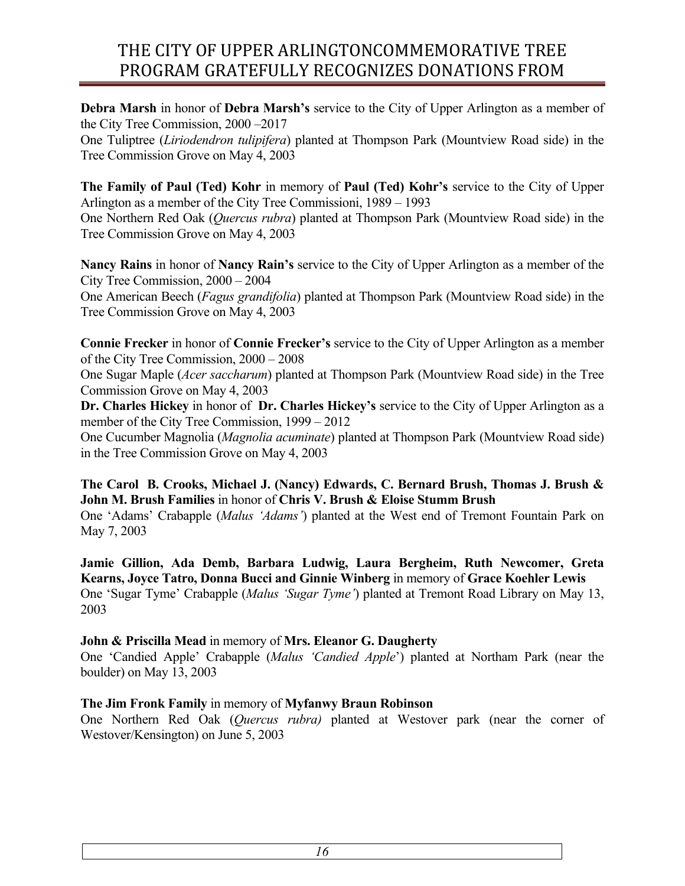# THE CITY OF UPPER ARLINGTONCOMMEMORATIVE TREE PROGRAM GRATEFULLY RECOGNIZES DONATIONS FROM

**Debra Marsh** in honor of **Debra Marsh's** service to the City of Upper Arlington as a member of the City Tree Commission, 2000 –2017
One Tuliptree (*Liriodendron tulipifera*) planted at Thompson Park (Mountview Road side) in the Tree Commission Grove on May 4, 2003

**The Family of Paul (Ted) Kohr** in memory of **Paul (Ted) Kohr's** service to the City of Upper Arlington as a member of the City Tree Commissioni, 1989 – 1993
One Northern Red Oak (*Quercus rubra*) planted at Thompson Park (Mountview Road side) in the Tree Commission Grove on May 4, 2003

**Nancy Rains** in honor of **Nancy Rain's** service to the City of Upper Arlington as a member of the City Tree Commission, 2000 – 2004
One American Beech (*Fagus grandifolia*) planted at Thompson Park (Mountview Road side) in the Tree Commission Grove on May 4, 2003

**Connie Frecker** in honor of **Connie Frecker's** service to the City of Upper Arlington as a member of the City Tree Commission, 2000 – 2008
One Sugar Maple (*Acer saccharum*) planted at Thompson Park (Mountview Road side) in the Tree Commission Grove on May 4, 2003

**Dr. Charles Hickey** in honor of **Dr. Charles Hickey's** service to the City of Upper Arlington as a member of the City Tree Commission, 1999 – 2012
One Cucumber Magnolia (*Magnolia acuminate*) planted at Thompson Park (Mountview Road side) in the Tree Commission Grove on May 4, 2003

**The Carol B. Crooks, Michael J. (Nancy) Edwards, C. Bernard Brush, Thomas J. Brush & John M. Brush Families** in honor of **Chris V. Brush & Eloise Stumm Brush**
One 'Adams' Crabapple (*Malus 'Adams'*) planted at the West end of Tremont Fountain Park on May 7, 2003

**Jamie Gillion, Ada Demb, Barbara Ludwig, Laura Bergheim, Ruth Newcomer, Greta Kearns, Joyce Tatro, Donna Bucci and Ginnie Winberg** in memory of **Grace Koehler Lewis**
One 'Sugar Tyme' Crabapple (*Malus 'Sugar Tyme'*) planted at Tremont Road Library on May 13, 2003

**John & Priscilla Mead** in memory of **Mrs. Eleanor G. Daugherty**
One 'Candied Apple' Crabapple (*Malus 'Candied Apple*') planted at Northam Park (near the boulder) on May 13, 2003

**The Jim Fronk Family** in memory of **Myfanwy Braun Robinson**
One Northern Red Oak (*Quercus rubra)* planted at Westover park (near the corner of Westover/Kensington) on June 5, 2003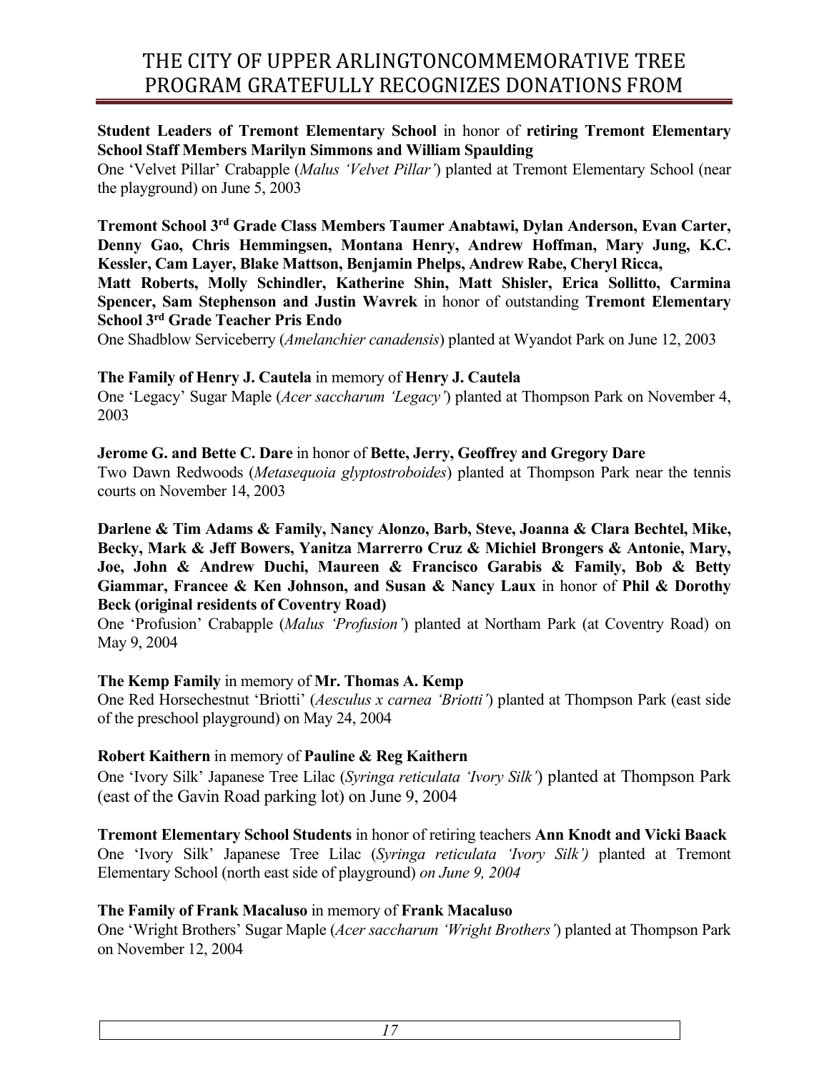# THE CITY OF UPPER ARLINGTONCOMMEMORATIVE TREE PROGRAM GRATEFULLY RECOGNIZES DONATIONS FROM

**Student Leaders of Tremont Elementary School** in honor of **retiring Tremont Elementary School Staff Members Marilyn Simmons and William Spaulding**
One 'Velvet Pillar' Crabapple (*Malus 'Velvet Pillar'*) planted at Tremont Elementary School (near the playground) on June 5, 2003

**Tremont School 3rd Grade Class Members Taumer Anabtawi, Dylan Anderson, Evan Carter, Denny Gao, Chris Hemmingsen, Montana Henry, Andrew Hoffman, Mary Jung, K.C. Kessler, Cam Layer, Blake Mattson, Benjamin Phelps, Andrew Rabe, Cheryl Ricca, Matt Roberts, Molly Schindler, Katherine Shin, Matt Shisler, Erica Sollitto, Carmina Spencer, Sam Stephenson and Justin Wavrek** in honor of outstanding **Tremont Elementary School 3rd Grade Teacher Pris Endo**
One Shadblow Serviceberry (*Amelanchier canadensis*) planted at Wyandot Park on June 12, 2003

**The Family of Henry J. Cautela** in memory of **Henry J. Cautela**
One 'Legacy' Sugar Maple (*Acer saccharum 'Legacy'*) planted at Thompson Park on November 4, 2003

**Jerome G. and Bette C. Dare** in honor of **Bette, Jerry, Geoffrey and Gregory Dare**
Two Dawn Redwoods (*Metasequoia glyptostroboides*) planted at Thompson Park near the tennis courts on November 14, 2003

**Darlene & Tim Adams & Family, Nancy Alonzo, Barb, Steve, Joanna & Clara Bechtel, Mike, Becky, Mark & Jeff Bowers, Yanitza Marrerro Cruz & Michiel Brongers & Antonie, Mary, Joe, John & Andrew Duchi, Maureen & Francisco Garabis & Family, Bob & Betty Giammar, Francee & Ken Johnson, and Susan & Nancy Laux** in honor of **Phil & Dorothy Beck (original residents of Coventry Road)**
One 'Profusion' Crabapple (*Malus 'Profusion'*) planted at Northam Park (at Coventry Road) on May 9, 2004

**The Kemp Family** in memory of **Mr. Thomas A. Kemp**
One Red Horsechestnut 'Briotti' (*Aesculus x carnea 'Briotti'*) planted at Thompson Park (east side of the preschool playground) on May 24, 2004

**Robert Kaithern** in memory of **Pauline & Reg Kaithern**
One 'Ivory Silk' Japanese Tree Lilac (*Syringa reticulata 'Ivory Silk'*) planted at Thompson Park (east of the Gavin Road parking lot) on June 9, 2004

**Tremont Elementary School Students** in honor of retiring teachers **Ann Knodt and Vicki Baack**
One 'Ivory Silk' Japanese Tree Lilac (*Syringa reticulata 'Ivory Silk')* planted at Tremont Elementary School (north east side of playground) *on June 9, 2004*

**The Family of Frank Macaluso** in memory of **Frank Macaluso**
One 'Wright Brothers' Sugar Maple (*Acer saccharum 'Wright Brothers'*) planted at Thompson Park on November 12, 2004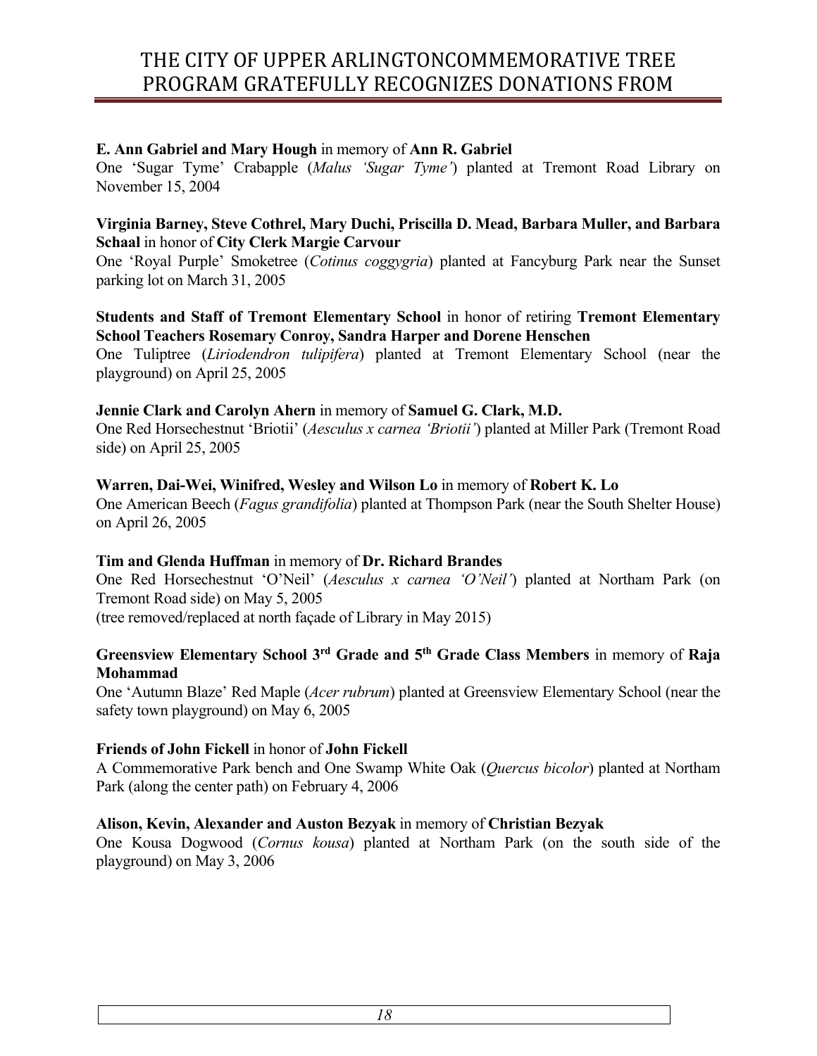# THE CITY OF UPPER ARLINGTONCOMMEMORATIVE TREE PROGRAM GRATEFULLY RECOGNIZES DONATIONS FROM

**E. Ann Gabriel and Mary Hough** in memory of **Ann R. Gabriel**
One 'Sugar Tyme' Crabapple (*Malus 'Sugar Tyme'*) planted at Tremont Road Library on November 15, 2004

**Virginia Barney, Steve Cothrel, Mary Duchi, Priscilla D. Mead, Barbara Muller, and Barbara Schaal** in honor of **City Clerk Margie Carvour**
One 'Royal Purple' Smoketree (*Cotinus coggygria*) planted at Fancyburg Park near the Sunset parking lot on March 31, 2005

**Students and Staff of Tremont Elementary School** in honor of retiring **Tremont Elementary School Teachers Rosemary Conroy, Sandra Harper and Dorene Henschen**
One Tuliptree (*Liriodendron tulipifera*) planted at Tremont Elementary School (near the playground) on April 25, 2005

**Jennie Clark and Carolyn Ahern** in memory of **Samuel G. Clark, M.D.**
One Red Horsechestnut 'Briotii' (*Aesculus x carnea 'Briotii'*) planted at Miller Park (Tremont Road side) on April 25, 2005

**Warren, Dai-Wei, Winifred, Wesley and Wilson Lo** in memory of **Robert K. Lo**
One American Beech (*Fagus grandifolia*) planted at Thompson Park (near the South Shelter House) on April 26, 2005

**Tim and Glenda Huffman** in memory of **Dr. Richard Brandes**
One Red Horsechestnut 'O'Neil' (*Aesculus x carnea 'O'Neil'*) planted at Northam Park (on Tremont Road side) on May 5, 2005
(tree removed/replaced at north façade of Library in May 2015)

**Greensview Elementary School 3rd Grade and 5th Grade Class Members** in memory of **Raja Mohammad**
One 'Autumn Blaze' Red Maple (*Acer rubrum*) planted at Greensview Elementary School (near the safety town playground) on May 6, 2005

**Friends of John Fickell** in honor of **John Fickell**
A Commemorative Park bench and One Swamp White Oak (*Quercus bicolor*) planted at Northam Park (along the center path) on February 4, 2006

**Alison, Kevin, Alexander and Auston Bezyak** in memory of **Christian Bezyak**
One Kousa Dogwood (*Cornus kousa*) planted at Northam Park (on the south side of the playground) on May 3, 2006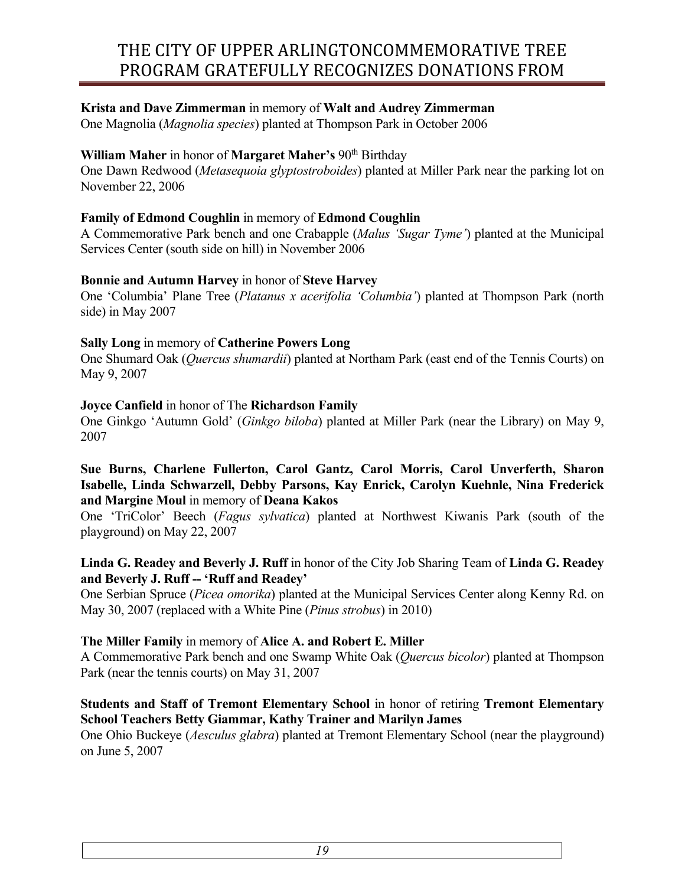# THE CITY OF UPPER ARLINGTONCOMMEMORATIVE TREE PROGRAM GRATEFULLY RECOGNIZES DONATIONS FROM

**Krista and Dave Zimmerman** in memory of **Walt and Audrey Zimmerman**
One Magnolia (*Magnolia species*) planted at Thompson Park in October 2006

**William Maher** in honor of **Margaret Maher's** 90th Birthday
One Dawn Redwood (*Metasequoia glyptostroboides*) planted at Miller Park near the parking lot on November 22, 2006

**Family of Edmond Coughlin** in memory of **Edmond Coughlin**
A Commemorative Park bench and one Crabapple (*Malus 'Sugar Tyme'*) planted at the Municipal Services Center (south side on hill) in November 2006

**Bonnie and Autumn Harvey** in honor of **Steve Harvey**
One 'Columbia' Plane Tree (*Platanus x acerifolia 'Columbia'*) planted at Thompson Park (north side) in May 2007

**Sally Long** in memory of **Catherine Powers Long**
One Shumard Oak (*Quercus shumardii*) planted at Northam Park (east end of the Tennis Courts) on May 9, 2007

**Joyce Canfield** in honor of The **Richardson Family**
One Ginkgo 'Autumn Gold' (*Ginkgo biloba*) planted at Miller Park (near the Library) on May 9, 2007

**Sue Burns, Charlene Fullerton, Carol Gantz, Carol Morris, Carol Unverferth, Sharon Isabelle, Linda Schwarzell, Debby Parsons, Kay Enrick, Carolyn Kuehnle, Nina Frederick and Margine Moul** in memory of **Deana Kakos**
One 'TriColor' Beech (*Fagus sylvatica*) planted at Northwest Kiwanis Park (south of the playground) on May 22, 2007

**Linda G. Readey and Beverly J. Ruff** in honor of the City Job Sharing Team of **Linda G. Readey and Beverly J. Ruff -- 'Ruff and Readey'**
One Serbian Spruce (*Picea omorika*) planted at the Municipal Services Center along Kenny Rd. on May 30, 2007 (replaced with a White Pine (*Pinus strobus*) in 2010)

**The Miller Family** in memory of **Alice A. and Robert E. Miller**
A Commemorative Park bench and one Swamp White Oak (*Quercus bicolor*) planted at Thompson Park (near the tennis courts) on May 31, 2007

**Students and Staff of Tremont Elementary School** in honor of retiring **Tremont Elementary School Teachers Betty Giammar, Kathy Trainer and Marilyn James**
One Ohio Buckeye (*Aesculus glabra*) planted at Tremont Elementary School (near the playground) on June 5, 2007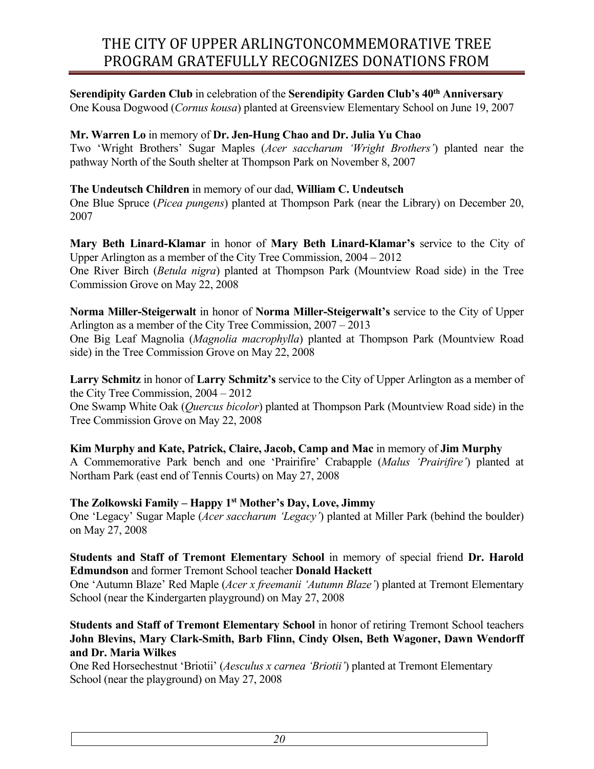# THE CITY OF UPPER ARLINGTONCOMMEMORATIVE TREE PROGRAM GRATEFULLY RECOGNIZES DONATIONS FROM

**Serendipity Garden Club** in celebration of the **Serendipity Garden Club's 40th Anniversary**
One Kousa Dogwood (*Cornus kousa*) planted at Greensview Elementary School on June 19, 2007

**Mr. Warren Lo** in memory of **Dr. Jen-Hung Chao and Dr. Julia Yu Chao**
Two 'Wright Brothers' Sugar Maples (*Acer saccharum 'Wright Brothers'*) planted near the pathway North of the South shelter at Thompson Park on November 8, 2007

**The Undeutsch Children** in memory of our dad, **William C. Undeutsch**
One Blue Spruce (*Picea pungens*) planted at Thompson Park (near the Library) on December 20, 2007

**Mary Beth Linard-Klamar** in honor of **Mary Beth Linard-Klamar's** service to the City of Upper Arlington as a member of the City Tree Commission, 2004 – 2012
One River Birch (*Betula nigra*) planted at Thompson Park (Mountview Road side) in the Tree Commission Grove on May 22, 2008

**Norma Miller-Steigerwalt** in honor of **Norma Miller-Steigerwalt's** service to the City of Upper Arlington as a member of the City Tree Commission, 2007 – 2013
One Big Leaf Magnolia (*Magnolia macrophylla*) planted at Thompson Park (Mountview Road side) in the Tree Commission Grove on May 22, 2008

**Larry Schmitz** in honor of **Larry Schmitz's** service to the City of Upper Arlington as a member of the City Tree Commission, 2004 – 2012
One Swamp White Oak (*Quercus bicolor*) planted at Thompson Park (Mountview Road side) in the Tree Commission Grove on May 22, 2008

**Kim Murphy and Kate, Patrick, Claire, Jacob, Camp and Mac** in memory of **Jim Murphy**
A Commemorative Park bench and one 'Prairifire' Crabapple (*Malus 'Prairifire'*) planted at Northam Park (east end of Tennis Courts) on May 27, 2008

**The Zolkowski Family – Happy 1st Mother's Day, Love, Jimmy**
One 'Legacy' Sugar Maple (*Acer saccharum 'Legacy'*) planted at Miller Park (behind the boulder) on May 27, 2008

**Students and Staff of Tremont Elementary School** in memory of special friend **Dr. Harold Edmundson** and former Tremont School teacher **Donald Hackett**
One 'Autumn Blaze' Red Maple (*Acer x freemanii 'Autumn Blaze'*) planted at Tremont Elementary School (near the Kindergarten playground) on May 27, 2008

**Students and Staff of Tremont Elementary School** in honor of retiring Tremont School teachers **John Blevins, Mary Clark-Smith, Barb Flinn, Cindy Olsen, Beth Wagoner, Dawn Wendorff and Dr. Maria Wilkes**
One Red Horsechestnut 'Briotii' (*Aesculus x carnea 'Briotii'*) planted at Tremont Elementary School (near the playground) on May 27, 2008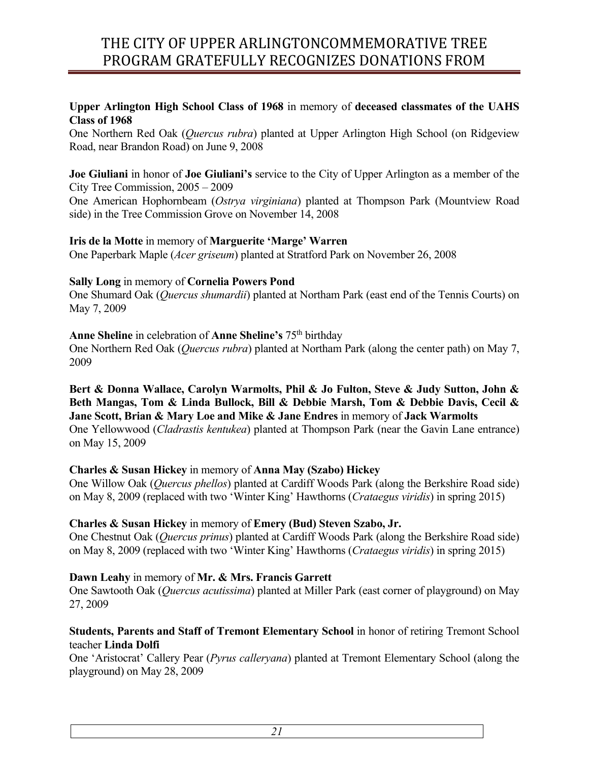# THE CITY OF UPPER ARLINGTONCOMMEMORATIVE TREE PROGRAM GRATEFULLY RECOGNIZES DONATIONS FROM

**Upper Arlington High School Class of 1968** in memory of **deceased classmates of the UAHS Class of 1968**
One Northern Red Oak (*Quercus rubra*) planted at Upper Arlington High School (on Ridgeview Road, near Brandon Road) on June 9, 2008

**Joe Giuliani** in honor of **Joe Giuliani's** service to the City of Upper Arlington as a member of the City Tree Commission, 2005 – 2009
One American Hophornbeam (*Ostrya virginiana*) planted at Thompson Park (Mountview Road side) in the Tree Commission Grove on November 14, 2008

**Iris de la Motte** in memory of **Marguerite 'Marge' Warren**
One Paperbark Maple (*Acer griseum*) planted at Stratford Park on November 26, 2008

**Sally Long** in memory of **Cornelia Powers Pond**
One Shumard Oak (*Quercus shumardii*) planted at Northam Park (east end of the Tennis Courts) on May 7, 2009

**Anne Sheline** in celebration of **Anne Sheline's** 75th birthday
One Northern Red Oak (*Quercus rubra*) planted at Northam Park (along the center path) on May 7, 2009

**Bert & Donna Wallace, Carolyn Warmolts, Phil & Jo Fulton, Steve & Judy Sutton, John & Beth Mangas, Tom & Linda Bullock, Bill & Debbie Marsh, Tom & Debbie Davis, Cecil & Jane Scott, Brian & Mary Loe and Mike & Jane Endres** in memory of **Jack Warmolts**
One Yellowwood (*Cladrastis kentukea*) planted at Thompson Park (near the Gavin Lane entrance) on May 15, 2009

**Charles & Susan Hickey** in memory of **Anna May (Szabo) Hickey**
One Willow Oak (*Quercus phellos*) planted at Cardiff Woods Park (along the Berkshire Road side) on May 8, 2009 (replaced with two 'Winter King' Hawthorns (*Crataegus viridis*) in spring 2015)

**Charles & Susan Hickey** in memory of **Emery (Bud) Steven Szabo, Jr.**
One Chestnut Oak (*Quercus prinus*) planted at Cardiff Woods Park (along the Berkshire Road side) on May 8, 2009 (replaced with two 'Winter King' Hawthorns (*Crataegus viridis*) in spring 2015)

**Dawn Leahy** in memory of **Mr. & Mrs. Francis Garrett**
One Sawtooth Oak (*Quercus acutissima*) planted at Miller Park (east corner of playground) on May 27, 2009

**Students, Parents and Staff of Tremont Elementary School** in honor of retiring Tremont School teacher **Linda Dolfi**
One 'Aristocrat' Callery Pear (*Pyrus calleryana*) planted at Tremont Elementary School (along the playground) on May 28, 2009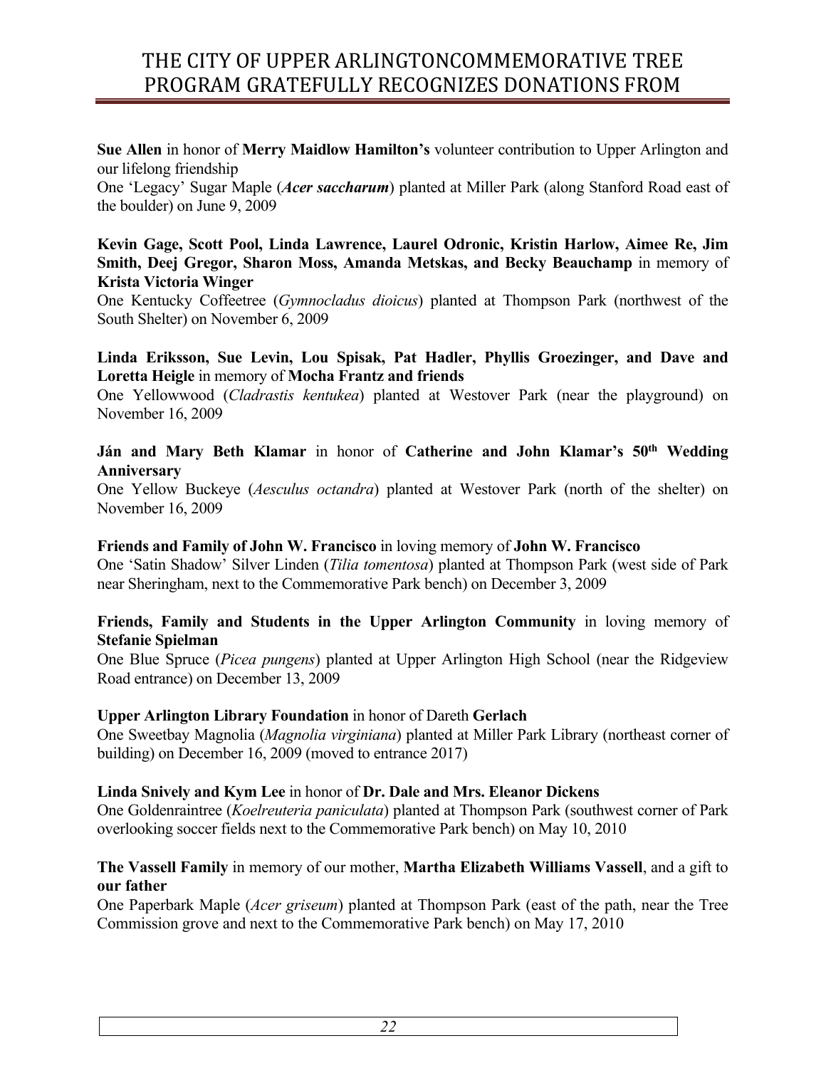# THE CITY OF UPPER ARLINGTONCOMMEMORATIVE TREE PROGRAM GRATEFULLY RECOGNIZES DONATIONS FROM

**Sue Allen** in honor of **Merry Maidlow Hamilton's** volunteer contribution to Upper Arlington and our lifelong friendship
One 'Legacy' Sugar Maple (***Acer saccharum***) planted at Miller Park (along Stanford Road east of the boulder) on June 9, 2009

**Kevin Gage, Scott Pool, Linda Lawrence, Laurel Odronic, Kristin Harlow, Aimee Re, Jim Smith, Deej Gregor, Sharon Moss, Amanda Metskas, and Becky Beauchamp** in memory of **Krista Victoria Winger**
One Kentucky Coffeetree (*Gymnocladus dioicus*) planted at Thompson Park (northwest of the South Shelter) on November 6, 2009

**Linda Eriksson, Sue Levin, Lou Spisak, Pat Hadler, Phyllis Groezinger, and Dave and Loretta Heigle** in memory of **Mocha Frantz and friends**
One Yellowwood (*Cladrastis kentukea*) planted at Westover Park (near the playground) on November 16, 2009

**Ján and Mary Beth Klamar** in honor of **Catherine and John Klamar's 50th Wedding Anniversary**
One Yellow Buckeye (*Aesculus octandra*) planted at Westover Park (north of the shelter) on November 16, 2009

**Friends and Family of John W. Francisco** in loving memory of **John W. Francisco**
One 'Satin Shadow' Silver Linden (*Tilia tomentosa*) planted at Thompson Park (west side of Park near Sheringham, next to the Commemorative Park bench) on December 3, 2009

**Friends, Family and Students in the Upper Arlington Community** in loving memory of **Stefanie Spielman**
One Blue Spruce (*Picea pungens*) planted at Upper Arlington High School (near the Ridgeview Road entrance) on December 13, 2009

**Upper Arlington Library Foundation** in honor of Dareth **Gerlach**
One Sweetbay Magnolia (*Magnolia virginiana*) planted at Miller Park Library (northeast corner of building) on December 16, 2009 (moved to entrance 2017)

**Linda Snively and Kym Lee** in honor of **Dr. Dale and Mrs. Eleanor Dickens**
One Goldenraintree (*Koelreuteria paniculata*) planted at Thompson Park (southwest corner of Park overlooking soccer fields next to the Commemorative Park bench) on May 10, 2010

**The Vassell Family** in memory of our mother, **Martha Elizabeth Williams Vassell**, and a gift to **our father**
One Paperbark Maple (*Acer griseum*) planted at Thompson Park (east of the path, near the Tree Commission grove and next to the Commemorative Park bench) on May 17, 2010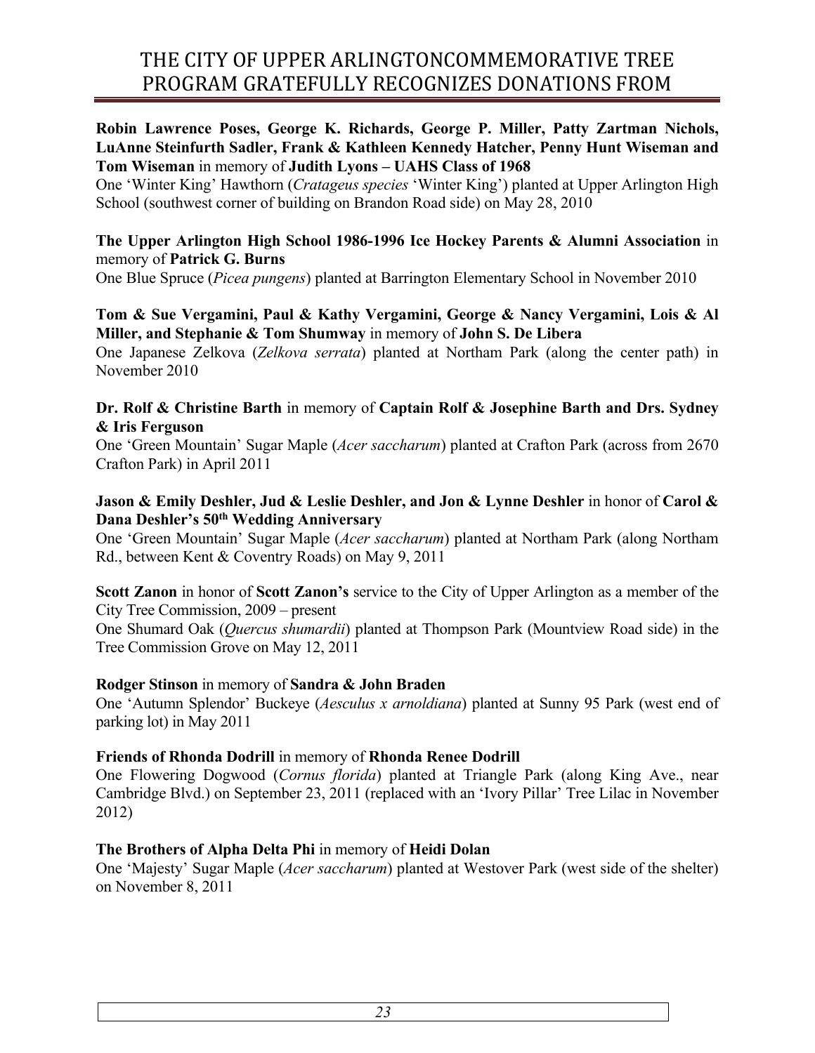# THE CITY OF UPPER ARLINGTONCOMMEMORATIVE TREE PROGRAM GRATEFULLY RECOGNIZES DONATIONS FROM

**Robin Lawrence Poses, George K. Richards, George P. Miller, Patty Zartman Nichols, LuAnne Steinfurth Sadler, Frank & Kathleen Kennedy Hatcher, Penny Hunt Wiseman and Tom Wiseman** in memory of **Judith Lyons – UAHS Class of 1968**
One 'Winter King' Hawthorn (*Crataegus species* 'Winter King') planted at Upper Arlington High School (southwest corner of building on Brandon Road side) on May 28, 2010

**The Upper Arlington High School 1986-1996 Ice Hockey Parents & Alumni Association** in memory of **Patrick G. Burns**
One Blue Spruce (*Picea pungens*) planted at Barrington Elementary School in November 2010

**Tom & Sue Vergamini, Paul & Kathy Vergamini, George & Nancy Vergamini, Lois & Al Miller, and Stephanie & Tom Shumway** in memory of **John S. De Libera**
One Japanese Zelkova (*Zelkova serrata*) planted at Northam Park (along the center path) in November 2010

**Dr. Rolf & Christine Barth** in memory of **Captain Rolf & Josephine Barth and Drs. Sydney & Iris Ferguson**
One 'Green Mountain' Sugar Maple (*Acer saccharum*) planted at Crafton Park (across from 2670 Crafton Park) in April 2011

**Jason & Emily Deshler, Jud & Leslie Deshler, and Jon & Lynne Deshler** in honor of **Carol & Dana Deshler's 50th Wedding Anniversary**
One 'Green Mountain' Sugar Maple (*Acer saccharum*) planted at Northam Park (along Northam Rd., between Kent & Coventry Roads) on May 9, 2011

**Scott Zanon** in honor of **Scott Zanon's** service to the City of Upper Arlington as a member of the City Tree Commission, 2009 – present
One Shumard Oak (*Quercus shumardii*) planted at Thompson Park (Mountview Road side) in the Tree Commission Grove on May 12, 2011

**Rodger Stinson** in memory of **Sandra & John Braden**
One 'Autumn Splendor' Buckeye (*Aesculus x arnoldiana*) planted at Sunny 95 Park (west end of parking lot) in May 2011

**Friends of Rhonda Dodrill** in memory of **Rhonda Renee Dodrill**
One Flowering Dogwood (*Cornus florida*) planted at Triangle Park (along King Ave., near Cambridge Blvd.) on September 23, 2011 (replaced with an 'Ivory Pillar' Tree Lilac in November 2012)

**The Brothers of Alpha Delta Phi** in memory of **Heidi Dolan**
One 'Majesty' Sugar Maple (*Acer saccharum*) planted at Westover Park (west side of the shelter) on November 8, 2011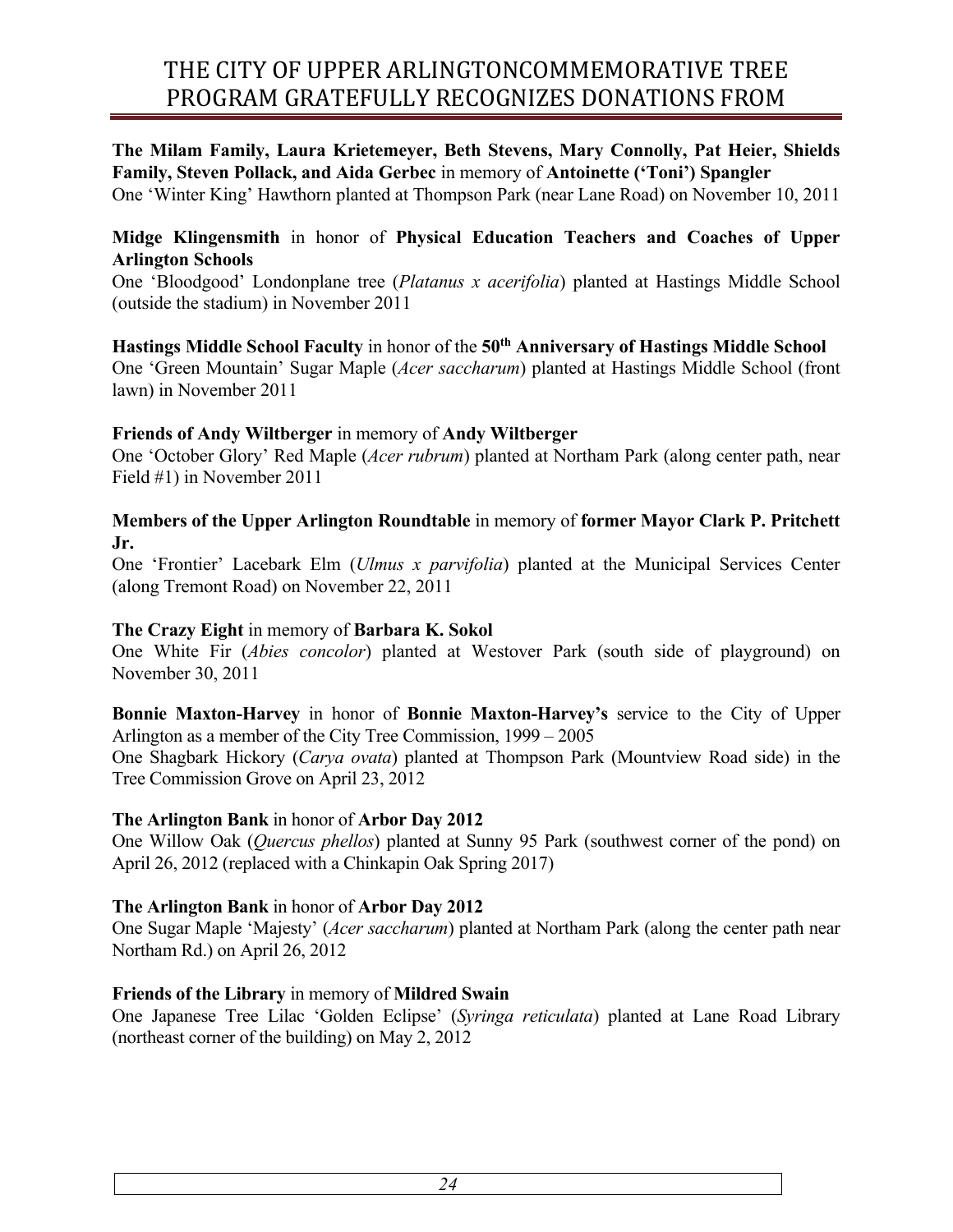# THE CITY OF UPPER ARLINGTONCOMMEMORATIVE TREE PROGRAM GRATEFULLY RECOGNIZES DONATIONS FROM

**The Milam Family, Laura Krietemeyer, Beth Stevens, Mary Connolly, Pat Heier, Shields Family, Steven Pollack, and Aida Gerbec** in memory of **Antoinette ('Toni') Spangler**
One 'Winter King' Hawthorn planted at Thompson Park (near Lane Road) on November 10, 2011

**Midge Klingensmith** in honor of **Physical Education Teachers and Coaches of Upper Arlington Schools**
One 'Bloodgood' Londonplane tree (*Platanus x acerifolia*) planted at Hastings Middle School (outside the stadium) in November 2011

**Hastings Middle School Faculty** in honor of the **50th Anniversary of Hastings Middle School**
One 'Green Mountain' Sugar Maple (*Acer saccharum*) planted at Hastings Middle School (front lawn) in November 2011

**Friends of Andy Wiltberger** in memory of **Andy Wiltberger**
One 'October Glory' Red Maple (*Acer rubrum*) planted at Northam Park (along center path, near Field #1) in November 2011

**Members of the Upper Arlington Roundtable** in memory of **former Mayor Clark P. Pritchett Jr.**
One 'Frontier' Lacebark Elm (*Ulmus x parvifolia*) planted at the Municipal Services Center (along Tremont Road) on November 22, 2011

**The Crazy Eight** in memory of **Barbara K. Sokol**
One White Fir (*Abies concolor*) planted at Westover Park (south side of playground) on November 30, 2011

**Bonnie Maxton-Harvey** in honor of **Bonnie Maxton-Harvey's** service to the City of Upper Arlington as a member of the City Tree Commission, 1999 – 2005
One Shagbark Hickory (*Carya ovata*) planted at Thompson Park (Mountview Road side) in the Tree Commission Grove on April 23, 2012

**The Arlington Bank** in honor of **Arbor Day 2012**
One Willow Oak (*Quercus phellos*) planted at Sunny 95 Park (southwest corner of the pond) on April 26, 2012 (replaced with a Chinkapin Oak Spring 2017)

**The Arlington Bank** in honor of **Arbor Day 2012**
One Sugar Maple 'Majesty' (*Acer saccharum*) planted at Northam Park (along the center path near Northam Rd.) on April 26, 2012

**Friends of the Library** in memory of **Mildred Swain**
One Japanese Tree Lilac 'Golden Eclipse' (*Syringa reticulata*) planted at Lane Road Library (northeast corner of the building) on May 2, 2012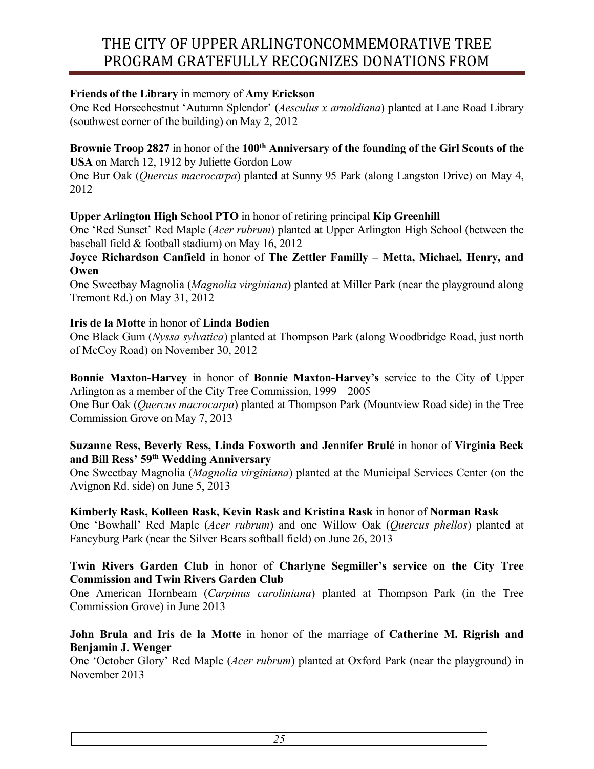# THE CITY OF UPPER ARLINGTONCOMMEMORATIVE TREE PROGRAM GRATEFULLY RECOGNIZES DONATIONS FROM

**Friends of the Library** in memory of **Amy Erickson**
One Red Horsechestnut 'Autumn Splendor' (*Aesculus x arnoldiana*) planted at Lane Road Library (southwest corner of the building) on May 2, 2012

**Brownie Troop 2827** in honor of the **100th Anniversary of the founding of the Girl Scouts of the USA** on March 12, 1912 by Juliette Gordon Low
One Bur Oak (*Quercus macrocarpa*) planted at Sunny 95 Park (along Langston Drive) on May 4, 2012

**Upper Arlington High School PTO** in honor of retiring principal **Kip Greenhill**
One 'Red Sunset' Red Maple (*Acer rubrum*) planted at Upper Arlington High School (between the baseball field & football stadium) on May 16, 2012

**Joyce Richardson Canfield** in honor of **The Zettler Familly – Metta, Michael, Henry, and Owen**
One Sweetbay Magnolia (*Magnolia virginiana*) planted at Miller Park (near the playground along Tremont Rd.) on May 31, 2012

**Iris de la Motte** in honor of **Linda Bodien**
One Black Gum (*Nyssa sylvatica*) planted at Thompson Park (along Woodbridge Road, just north of McCoy Road) on November 30, 2012

**Bonnie Maxton-Harvey** in honor of **Bonnie Maxton-Harvey's** service to the City of Upper Arlington as a member of the City Tree Commission, 1999 – 2005
One Bur Oak (*Quercus macrocarpa*) planted at Thompson Park (Mountview Road side) in the Tree Commission Grove on May 7, 2013

**Suzanne Ress, Beverly Ress, Linda Foxworth and Jennifer Brulé** in honor of **Virginia Beck and Bill Ress' 59th Wedding Anniversary**
One Sweetbay Magnolia (*Magnolia virginiana*) planted at the Municipal Services Center (on the Avignon Rd. side) on June 5, 2013

**Kimberly Rask, Kolleen Rask, Kevin Rask and Kristina Rask** in honor of **Norman Rask**
One 'Bowhall' Red Maple (*Acer rubrum*) and one Willow Oak (*Quercus phellos*) planted at Fancyburg Park (near the Silver Bears softball field) on June 26, 2013

**Twin Rivers Garden Club** in honor of **Charlyne Segmiller's service on the City Tree Commission and Twin Rivers Garden Club**
One American Hornbeam (*Carpinus caroliniana*) planted at Thompson Park (in the Tree Commission Grove) in June 2013

**John Brula and Iris de la Motte** in honor of the marriage of **Catherine M. Rigrish and Benjamin J. Wenger**
One 'October Glory' Red Maple (*Acer rubrum*) planted at Oxford Park (near the playground) in November 2013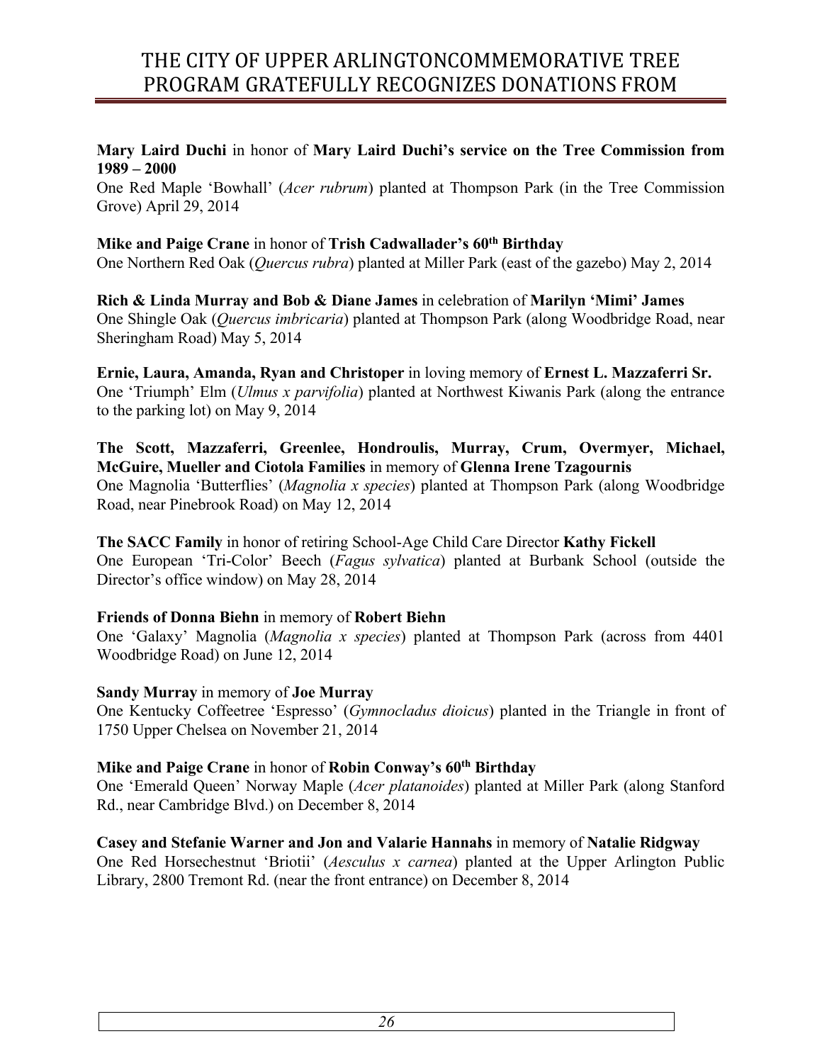# THE CITY OF UPPER ARLINGTONCOMMEMORATIVE TREE PROGRAM GRATEFULLY RECOGNIZES DONATIONS FROM

**Mary Laird Duchi** in honor of **Mary Laird Duchi's service on the Tree Commission from 1989 – 2000**
One Red Maple 'Bowhall' (*Acer rubrum*) planted at Thompson Park (in the Tree Commission Grove) April 29, 2014

**Mike and Paige Crane** in honor of **Trish Cadwallader's 60th Birthday**
One Northern Red Oak (*Quercus rubra*) planted at Miller Park (east of the gazebo) May 2, 2014

**Rich & Linda Murray and Bob & Diane James** in celebration of **Marilyn 'Mimi' James**
One Shingle Oak (*Quercus imbricaria*) planted at Thompson Park (along Woodbridge Road, near Sheringham Road) May 5, 2014

**Ernie, Laura, Amanda, Ryan and Christoper** in loving memory of **Ernest L. Mazzaferri Sr.**
One 'Triumph' Elm (*Ulmus x parvifolia*) planted at Northwest Kiwanis Park (along the entrance to the parking lot) on May 9, 2014

**The Scott, Mazzaferri, Greenlee, Hondroulis, Murray, Crum, Overmyer, Michael, McGuire, Mueller and Ciotola Families** in memory of **Glenna Irene Tzagournis**
One Magnolia 'Butterflies' (*Magnolia x species*) planted at Thompson Park (along Woodbridge Road, near Pinebrook Road) on May 12, 2014

**The SACC Family** in honor of retiring School-Age Child Care Director **Kathy Fickell**
One European 'Tri-Color' Beech (*Fagus sylvatica*) planted at Burbank School (outside the Director's office window) on May 28, 2014

**Friends of Donna Biehn** in memory of **Robert Biehn**
One 'Galaxy' Magnolia (*Magnolia x species*) planted at Thompson Park (across from 4401 Woodbridge Road) on June 12, 2014

**Sandy Murray** in memory of **Joe Murray**
One Kentucky Coffeetree 'Espresso' (*Gymnocladus dioicus*) planted in the Triangle in front of 1750 Upper Chelsea on November 21, 2014

**Mike and Paige Crane** in honor of **Robin Conway's 60th Birthday**
One 'Emerald Queen' Norway Maple (*Acer platanoides*) planted at Miller Park (along Stanford Rd., near Cambridge Blvd.) on December 8, 2014

**Casey and Stefanie Warner and Jon and Valarie Hannahs** in memory of **Natalie Ridgway**
One Red Horsechestnut 'Briotii' (*Aesculus x carnea*) planted at the Upper Arlington Public Library, 2800 Tremont Rd. (near the front entrance) on December 8, 2014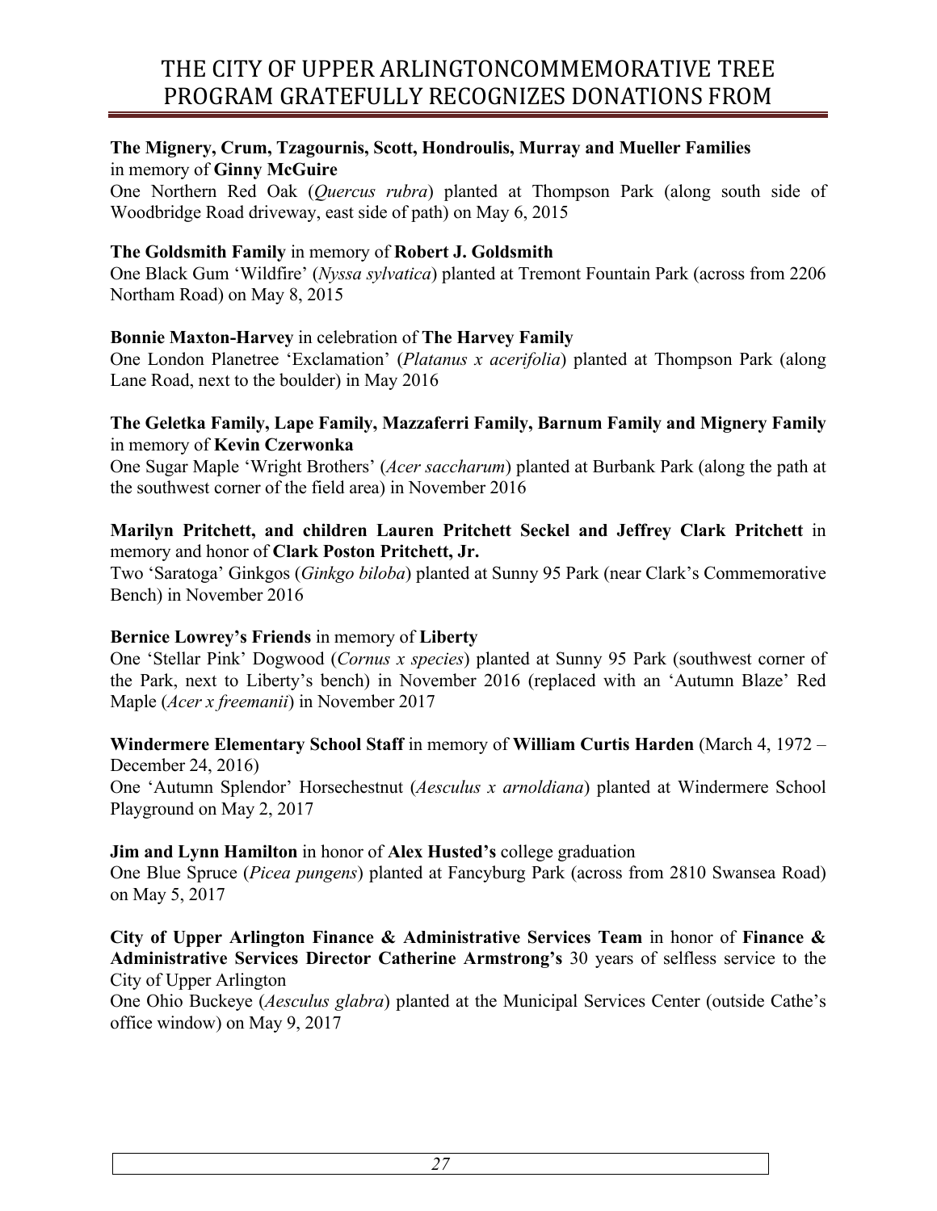# THE CITY OF UPPER ARLINGTONCOMMEMORATIVE TREE PROGRAM GRATEFULLY RECOGNIZES DONATIONS FROM

**The Mignery, Crum, Tzagournis, Scott, Hondroulis, Murray and Mueller Families** in memory of **Ginny McGuire**
One Northern Red Oak (*Quercus rubra*) planted at Thompson Park (along south side of Woodbridge Road driveway, east side of path) on May 6, 2015

**The Goldsmith Family** in memory of **Robert J. Goldsmith**
One Black Gum 'Wildfire' (*Nyssa sylvatica*) planted at Tremont Fountain Park (across from 2206 Northam Road) on May 8, 2015

**Bonnie Maxton-Harvey** in celebration of **The Harvey Family**
One London Planetree 'Exclamation' (*Platanus x acerifolia*) planted at Thompson Park (along Lane Road, next to the boulder) in May 2016

**The Geletka Family, Lape Family, Mazzaferri Family, Barnum Family and Mignery Family** in memory of **Kevin Czerwonka**
One Sugar Maple 'Wright Brothers' (*Acer saccharum*) planted at Burbank Park (along the path at the southwest corner of the field area) in November 2016

**Marilyn Pritchett, and children Lauren Pritchett Seckel and Jeffrey Clark Pritchett** in memory and honor of **Clark Poston Pritchett, Jr.**
Two 'Saratoga' Ginkgos (*Ginkgo biloba*) planted at Sunny 95 Park (near Clark's Commemorative Bench) in November 2016

**Bernice Lowrey's Friends** in memory of **Liberty**
One 'Stellar Pink' Dogwood (*Cornus x species*) planted at Sunny 95 Park (southwest corner of the Park, next to Liberty's bench) in November 2016 (replaced with an 'Autumn Blaze' Red Maple (*Acer x freemanii*) in November 2017

**Windermere Elementary School Staff** in memory of **William Curtis Harden** (March 4, 1972 – December 24, 2016)
One 'Autumn Splendor' Horsechestnut (*Aesculus x arnoldiana*) planted at Windermere School Playground on May 2, 2017

**Jim and Lynn Hamilton** in honor of **Alex Husted's** college graduation
One Blue Spruce (*Picea pungens*) planted at Fancyburg Park (across from 2810 Swansea Road) on May 5, 2017

**City of Upper Arlington Finance & Administrative Services Team** in honor of **Finance & Administrative Services Director Catherine Armstrong's** 30 years of selfless service to the City of Upper Arlington
One Ohio Buckeye (*Aesculus glabra*) planted at the Municipal Services Center (outside Cathe's office window) on May 9, 2017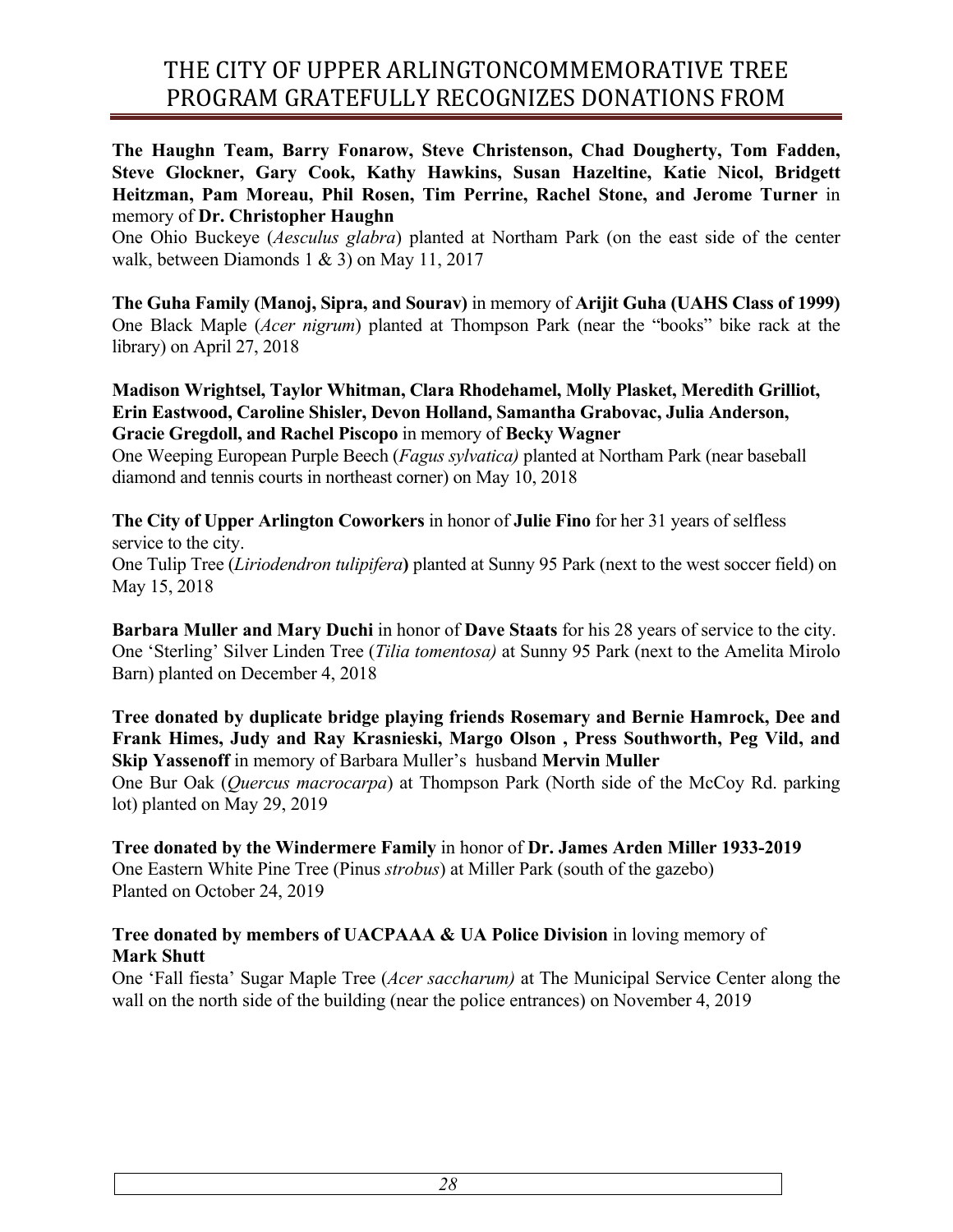# THE CITY OF UPPER ARLINGTONCOMMEMORATIVE TREE PROGRAM GRATEFULLY RECOGNIZES DONATIONS FROM

**The Haughn Team, Barry Fonarow, Steve Christenson, Chad Dougherty, Tom Fadden, Steve Glockner, Gary Cook, Kathy Hawkins, Susan Hazeltine, Katie Nicol, Bridgett Heitzman, Pam Moreau, Phil Rosen, Tim Perrine, Rachel Stone, and Jerome Turner** in memory of **Dr. Christopher Haughn**
One Ohio Buckeye (*Aesculus glabra*) planted at Northam Park (on the east side of the center walk, between Diamonds 1 & 3) on May 11, 2017

**The Guha Family (Manoj, Sipra, and Sourav)** in memory of **Arijit Guha (UAHS Class of 1999)**
One Black Maple (*Acer nigrum*) planted at Thompson Park (near the "books" bike rack at the library) on April 27, 2018

**Madison Wrightsel, Taylor Whitman, Clara Rhodehamel, Molly Plasket, Meredith Grilliot, Erin Eastwood, Caroline Shisler, Devon Holland, Samantha Grabovac, Julia Anderson, Gracie Gregdoll, and Rachel Piscopo** in memory of **Becky Wagner**
One Weeping European Purple Beech (*Fagus sylvatica)* planted at Northam Park (near baseball diamond and tennis courts in northeast corner) on May 10, 2018

**The City of Upper Arlington Coworkers** in honor of **Julie Fino** for her 31 years of selfless service to the city.
One Tulip Tree (*Liriodendron tulipifera*) planted at Sunny 95 Park (next to the west soccer field) on May 15, 2018

**Barbara Muller and Mary Duchi** in honor of **Dave Staats** for his 28 years of service to the city.
One 'Sterling' Silver Linden Tree (*Tilia tomentosa)* at Sunny 95 Park (next to the Amelita Mirolo Barn) planted on December 4, 2018

**Tree donated by duplicate bridge playing friends Rosemary and Bernie Hamrock, Dee and Frank Himes, Judy and Ray Krasnieski, Margo Olson , Press Southworth, Peg Vild, and Skip Yassenoff** in memory of Barbara Muller's husband **Mervin Muller**
One Bur Oak (*Quercus macrocarpa*) at Thompson Park (North side of the McCoy Rd. parking lot) planted on May 29, 2019

**Tree donated by the Windermere Family** in honor of **Dr. James Arden Miller 1933-2019**
One Eastern White Pine Tree (Pinus *strobus*) at Miller Park (south of the gazebo)
Planted on October 24, 2019

**Tree donated by members of UACPAAA & UA Police Division** in loving memory of **Mark Shutt**
One 'Fall fiesta' Sugar Maple Tree (*Acer saccharum)* at The Municipal Service Center along the wall on the north side of the building (near the police entrances) on November 4, 2019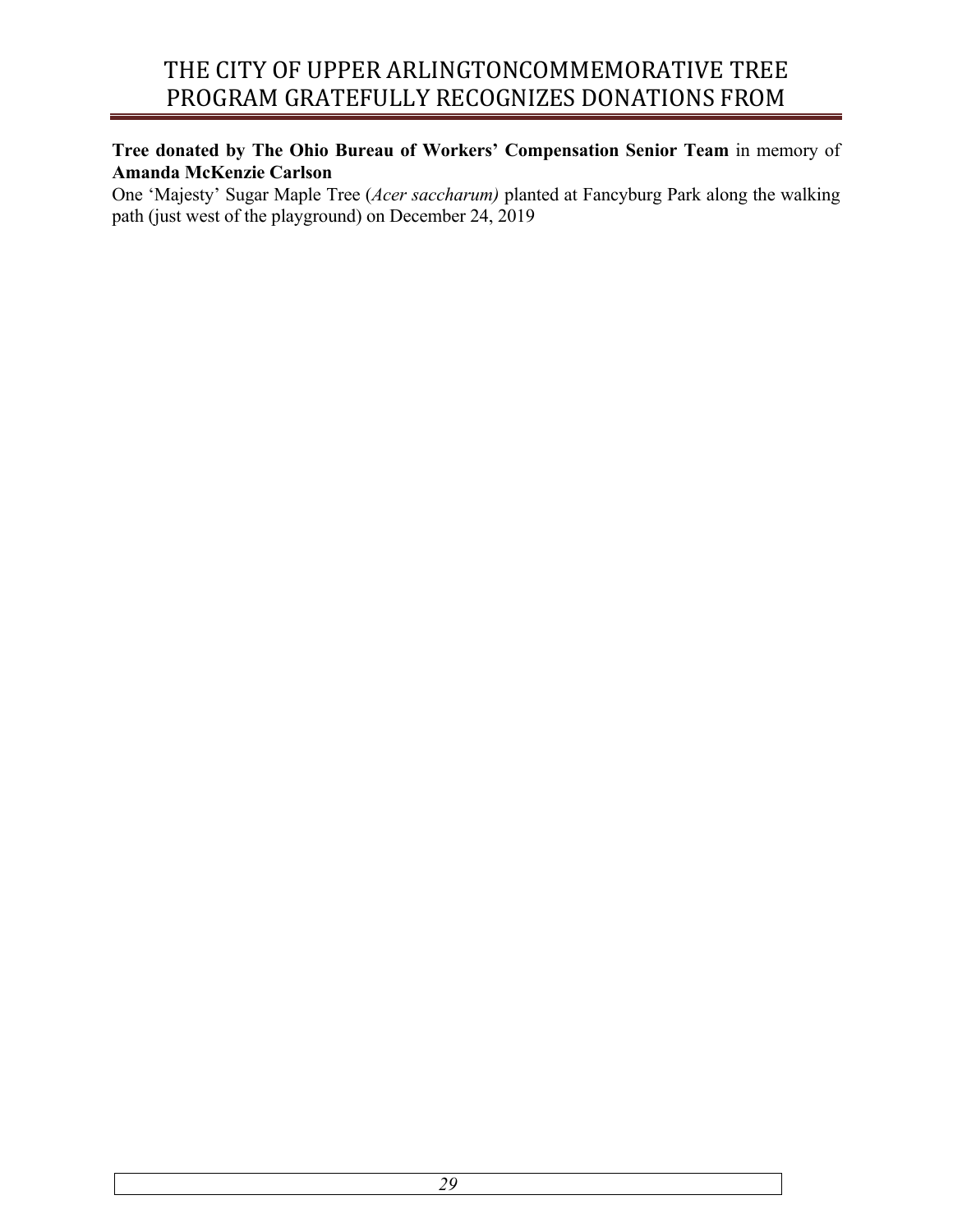**Tree donated by The Ohio Bureau of Workers' Compensation Senior Team** in memory of **Amanda McKenzie Carlson**

One 'Majesty' Sugar Maple Tree (*Acer saccharum)* planted at Fancyburg Park along the walking path (just west of the playground) on December 24, 2019